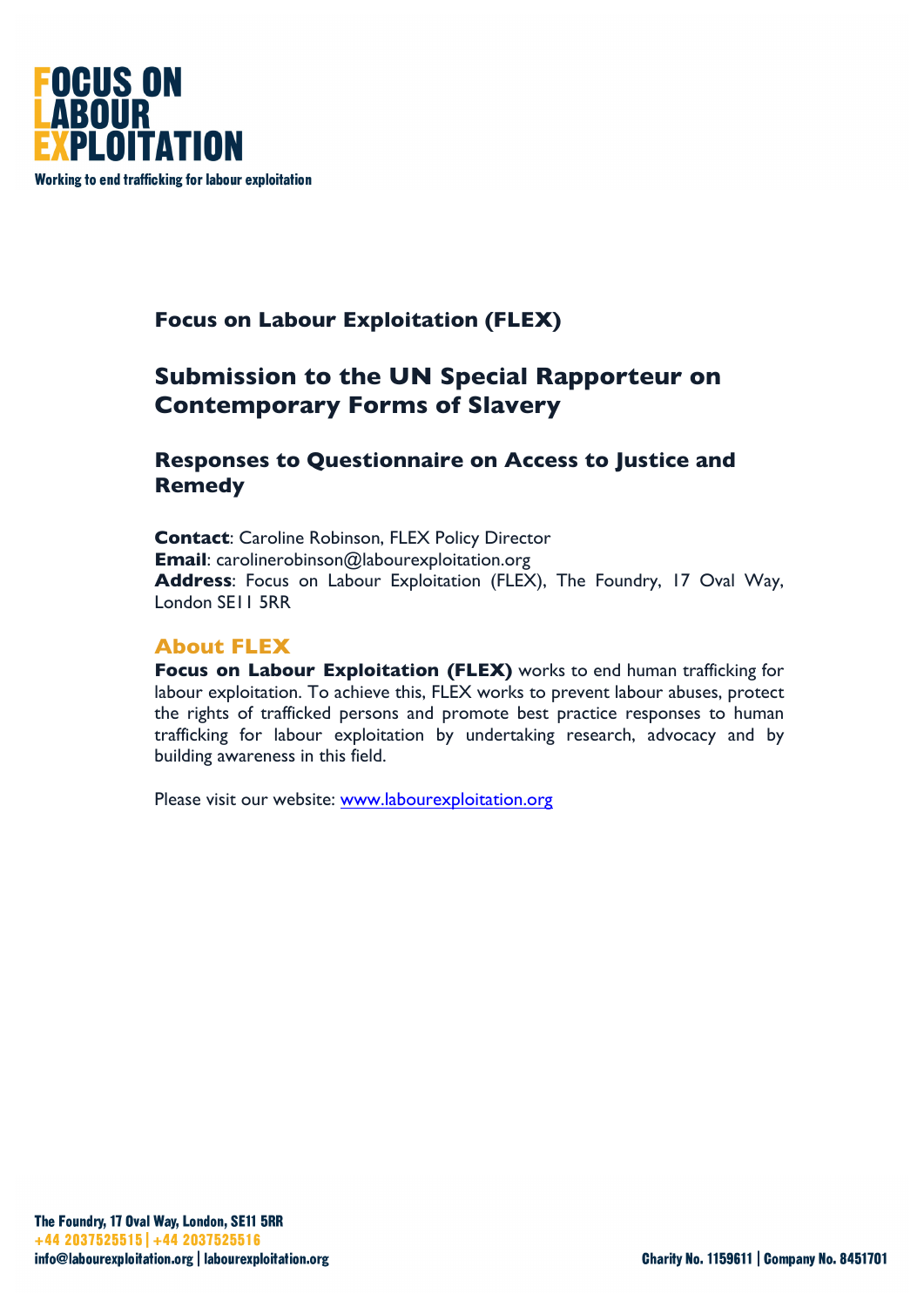# FOCUS ON LABOUR EXPLOITATION

Working to end trafficking for labour exploitation

**Focus on Labour Exploitation (FLEX)**

## Submission to the UN Special Rapporteur on Contemporary Forms of Slavery

### Responses to Questionnaire on Access to Justice and Remedy

**Contact**: Caroline Robinson, FLEX Policy Director
**Email**: carolinerobinson@labourexploitation.org
**Address**: Focus on Labour Exploitation (FLEX), The Foundry, 17 Oval Way, London SE11 5RR

### About FLEX

**Focus on Labour Exploitation (FLEX)** works to end human trafficking for labour exploitation. To achieve this, FLEX works to prevent labour abuses, protect the rights of trafficked persons and promote best practice responses to human trafficking for labour exploitation by undertaking research, advocacy and by building awareness in this field.

Please visit our website: [www.labourexploitation.org](http://www.labourexploitation.org)

The Foundry, 17 Oval Way, London, SE11 5RR
+44 2037525515 | +44 2037525516
info@labourexploitation.org | labourexploitation.org

Charity No. 1159611 | Company No. 8451701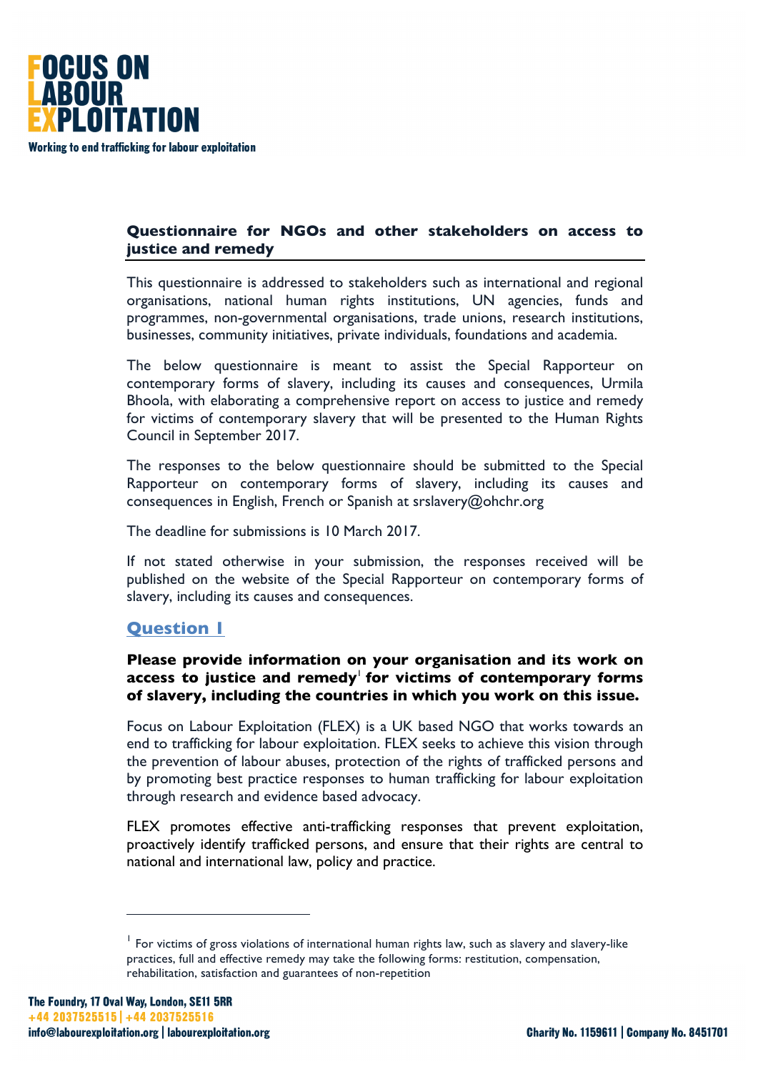## Questionnaire for NGOs and other stakeholders on access to justice and remedy

This questionnaire is addressed to stakeholders such as international and regional organisations, national human rights institutions, UN agencies, funds and programmes, non-governmental organisations, trade unions, research institutions, businesses, community initiatives, private individuals, foundations and academia.

The below questionnaire is meant to assist the Special Rapporteur on contemporary forms of slavery, including its causes and consequences, Urmila Bhoola, with elaborating a comprehensive report on access to justice and remedy for victims of contemporary slavery that will be presented to the Human Rights Council in September 2017.

The responses to the below questionnaire should be submitted to the Special Rapporteur on contemporary forms of slavery, including its causes and consequences in English, French or Spanish at srslavery@ohchr.org

The deadline for submissions is 10 March 2017.

If not stated otherwise in your submission, the responses received will be published on the website of the Special Rapporteur on contemporary forms of slavery, including its causes and consequences.

### Question 1

**Please provide information on your organisation and its work on access to justice and remedy[1] for victims of contemporary forms of slavery, including the countries in which you work on this issue.**

Focus on Labour Exploitation (FLEX) is a UK based NGO that works towards an end to trafficking for labour exploitation. FLEX seeks to achieve this vision through the prevention of labour abuses, protection of the rights of trafficked persons and by promoting best practice responses to human trafficking for labour exploitation through research and evidence based advocacy.

FLEX promotes effective anti-trafficking responses that prevent exploitation, proactively identify trafficked persons, and ensure that their rights are central to national and international law, policy and practice.

[1] For victims of gross violations of international human rights law, such as slavery and slavery-like practices, full and effective remedy may take the following forms: restitution, compensation, rehabilitation, satisfaction and guarantees of non-repetition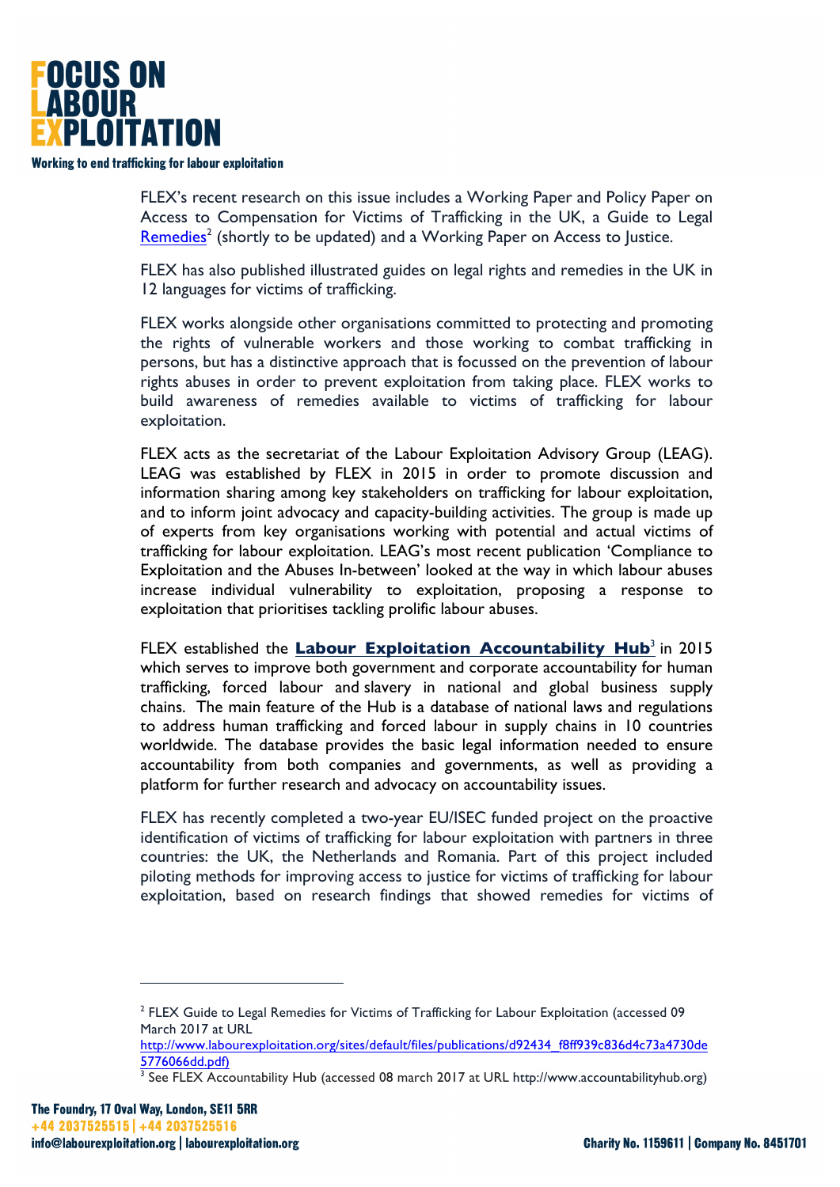FLEX's recent research on this issue includes a Working Paper and Policy Paper on Access to Compensation for Victims of Trafficking in the UK, a Guide to Legal Remedies[2] (shortly to be updated) and a Working Paper on Access to Justice.

FLEX has also published illustrated guides on legal rights and remedies in the UK in 12 languages for victims of trafficking.

FLEX works alongside other organisations committed to protecting and promoting the rights of vulnerable workers and those working to combat trafficking in persons, but has a distinctive approach that is focussed on the prevention of labour rights abuses in order to prevent exploitation from taking place. FLEX works to build awareness of remedies available to victims of trafficking for labour exploitation.

FLEX acts as the secretariat of the Labour Exploitation Advisory Group (LEAG). LEAG was established by FLEX in 2015 in order to promote discussion and information sharing among key stakeholders on trafficking for labour exploitation, and to inform joint advocacy and capacity-building activities. The group is made up of experts from key organisations working with potential and actual victims of trafficking for labour exploitation. LEAG's most recent publication 'Compliance to Exploitation and the Abuses In-between' looked at the way in which labour abuses increase individual vulnerability to exploitation, proposing a response to exploitation that prioritises tackling prolific labour abuses.

FLEX established the **Labour Exploitation Accountability Hub**[3] in 2015 which serves to improve both government and corporate accountability for human trafficking, forced labour and slavery in national and global business supply chains. The main feature of the Hub is a database of national laws and regulations to address human trafficking and forced labour in supply chains in 10 countries worldwide. The database provides the basic legal information needed to ensure accountability from both companies and governments, as well as providing a platform for further research and advocacy on accountability issues.

FLEX has recently completed a two-year EU/ISEC funded project on the proactive identification of victims of trafficking for labour exploitation with partners in three countries: the UK, the Netherlands and Romania. Part of this project included piloting methods for improving access to justice for victims of trafficking for labour exploitation, based on research findings that showed remedies for victims of

[2] FLEX Guide to Legal Remedies for Victims of Trafficking for Labour Exploitation (accessed 09 March 2017 at URL http://www.labourexploitation.org/sites/default/files/publications/d92434_f8ff939c836d4c73a4730de5776066dd.pdf)

[3] See FLEX Accountability Hub (accessed 08 march 2017 at URL http://www.accountabilityhub.org)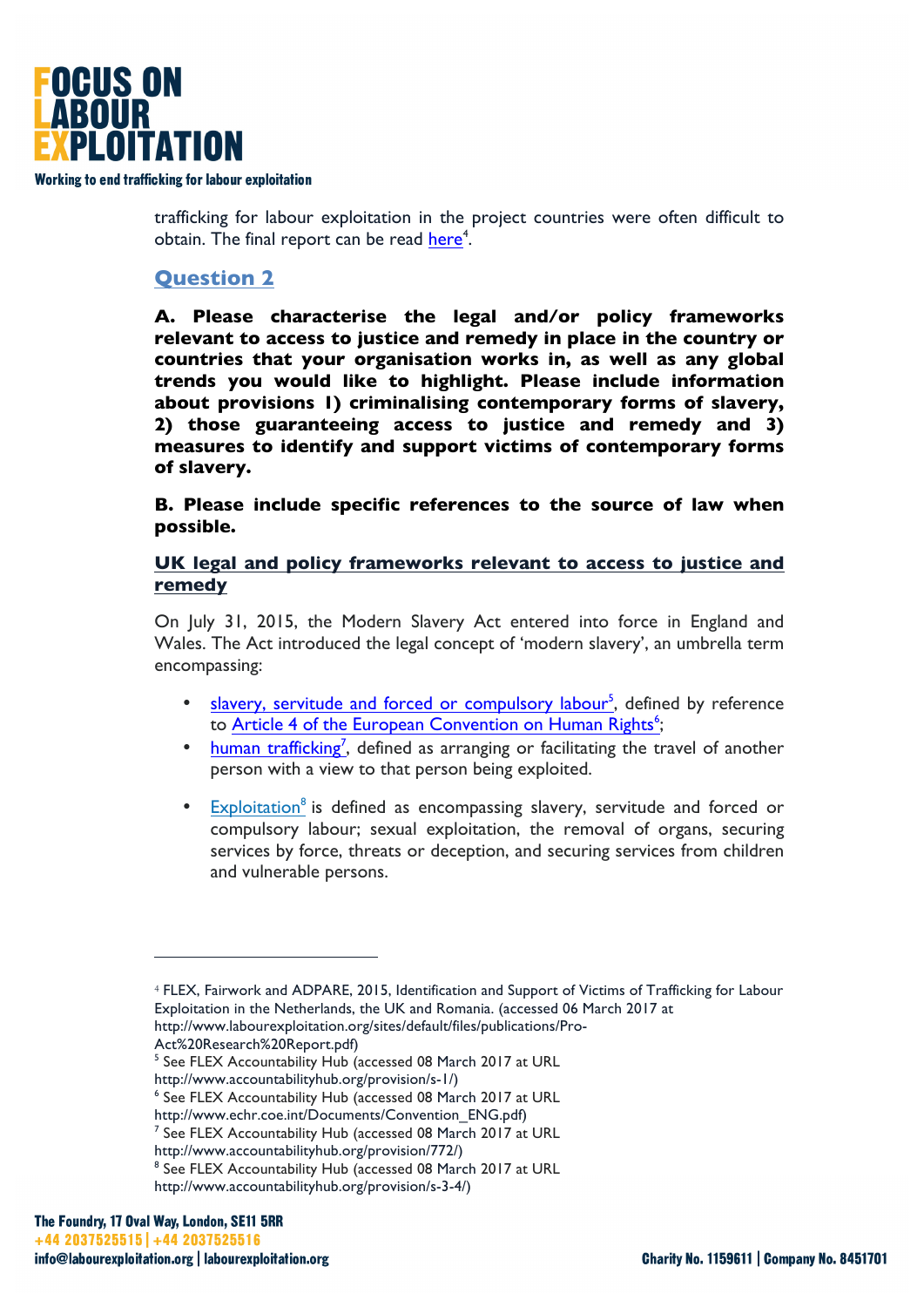trafficking for labour exploitation in the project countries were often difficult to obtain. The final report can be read [here](http://www.labourexploitation.org/sites/default/files/publications/Pro-Act%20Research%20Report.pdf)[4].

## Question 2

**A. Please characterise the legal and/or policy frameworks relevant to access to justice and remedy in place in the country or countries that your organisation works in, as well as any global trends you would like to highlight. Please include information about provisions 1) criminalising contemporary forms of slavery, 2) those guaranteeing access to justice and remedy and 3) measures to identify and support victims of contemporary forms of slavery.**

**B. Please include specific references to the source of law when possible.**

### UK legal and policy frameworks relevant to access to justice and remedy

On July 31, 2015, the Modern Slavery Act entered into force in England and Wales. The Act introduced the legal concept of 'modern slavery', an umbrella term encompassing:

- slavery, servitude and forced or compulsory labour[5], defined by reference to Article 4 of the European Convention on Human Rights[6];
- human trafficking[7], defined as arranging or facilitating the travel of another person with a view to that person being exploited.
- Exploitation[8] is defined as encompassing slavery, servitude and forced or compulsory labour; sexual exploitation, the removal of organs, securing services by force, threats or deception, and securing services from children and vulnerable persons.

---

[4] FLEX, Fairwork and ADPARE, 2015, Identification and Support of Victims of Trafficking for Labour Exploitation in the Netherlands, the UK and Romania. (accessed 06 March 2017 at http://www.labourexploitation.org/sites/default/files/publications/Pro-Act%20Research%20Report.pdf)

[5] See FLEX Accountability Hub (accessed 08 March 2017 at URL http://www.accountabilityhub.org/provision/s-1/)

[6] See FLEX Accountability Hub (accessed 08 March 2017 at URL http://www.echr.coe.int/Documents/Convention_ENG.pdf)

[7] See FLEX Accountability Hub (accessed 08 March 2017 at URL http://www.accountabilityhub.org/provision/772/)

[8] See FLEX Accountability Hub (accessed 08 March 2017 at URL http://www.accountabilityhub.org/provision/s-3-4/)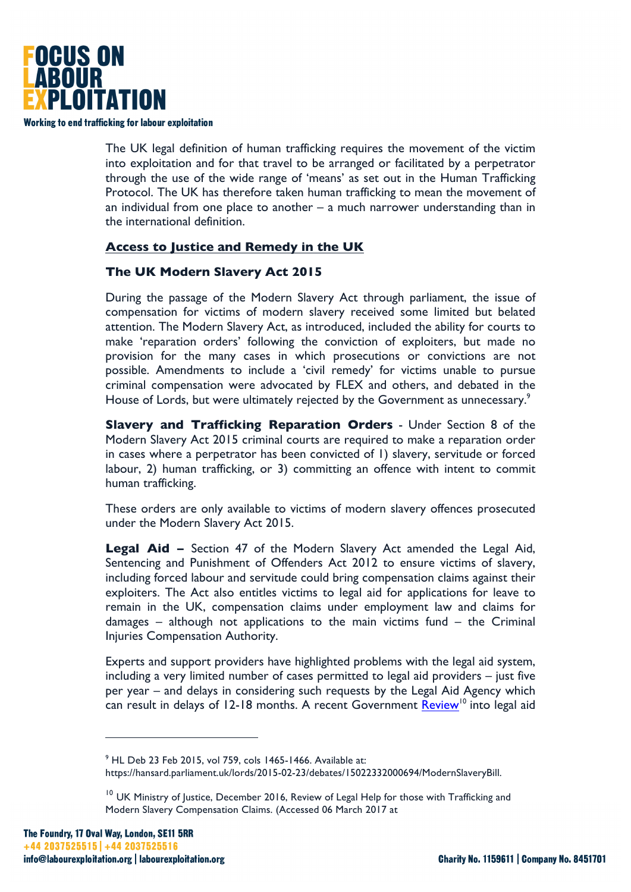The UK legal definition of human trafficking requires the movement of the victim into exploitation and for that travel to be arranged or facilitated by a perpetrator through the use of the wide range of 'means' as set out in the Human Trafficking Protocol. The UK has therefore taken human trafficking to mean the movement of an individual from one place to another – a much narrower understanding than in the international definition.

## Access to Justice and Remedy in the UK

### The UK Modern Slavery Act 2015

During the passage of the Modern Slavery Act through parliament, the issue of compensation for victims of modern slavery received some limited but belated attention. The Modern Slavery Act, as introduced, included the ability for courts to make 'reparation orders' following the conviction of exploiters, but made no provision for the many cases in which prosecutions or convictions are not possible. Amendments to include a 'civil remedy' for victims unable to pursue criminal compensation were advocated by FLEX and others, and debated in the House of Lords, but were ultimately rejected by the Government as unnecessary.[9]

**Slavery and Trafficking Reparation Orders** - Under Section 8 of the Modern Slavery Act 2015 criminal courts are required to make a reparation order in cases where a perpetrator has been convicted of 1) slavery, servitude or forced labour, 2) human trafficking, or 3) committing an offence with intent to commit human trafficking.

These orders are only available to victims of modern slavery offences prosecuted under the Modern Slavery Act 2015.

**Legal Aid –** Section 47 of the Modern Slavery Act amended the Legal Aid, Sentencing and Punishment of Offenders Act 2012 to ensure victims of slavery, including forced labour and servitude could bring compensation claims against their exploiters. The Act also entitles victims to legal aid for applications for leave to remain in the UK, compensation claims under employment law and claims for damages – although not applications to the main victims fund – the Criminal Injuries Compensation Authority.

Experts and support providers have highlighted problems with the legal aid system, including a very limited number of cases permitted to legal aid providers – just five per year – and delays in considering such requests by the Legal Aid Agency which can result in delays of 12-18 months. A recent Government [Review][10] into legal aid

---

[9] HL Deb 23 Feb 2015, vol 759, cols 1465-1466. Available at: https://hansard.parliament.uk/lords/2015-02-23/debates/15022332000694/ModernSlaveryBill.

[10] UK Ministry of Justice, December 2016, Review of Legal Help for those with Trafficking and Modern Slavery Compensation Claims. (Accessed 06 March 2017 at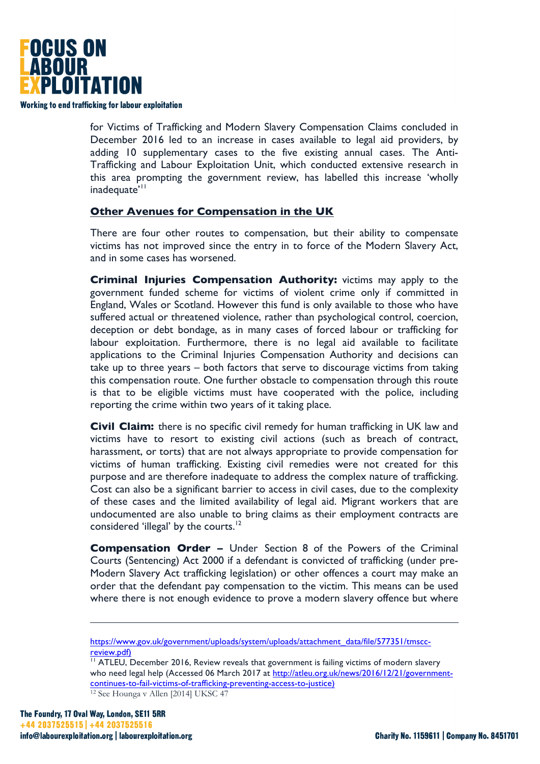for Victims of Trafficking and Modern Slavery Compensation Claims concluded in December 2016 led to an increase in cases available to legal aid providers, by adding 10 supplementary cases to the five existing annual cases. The Anti-Trafficking and Labour Exploitation Unit, which conducted extensive research in this area prompting the government review, has labelled this increase 'wholly inadequate'[11]

## Other Avenues for Compensation in the UK

There are four other routes to compensation, but their ability to compensate victims has not improved since the entry in to force of the Modern Slavery Act, and in some cases has worsened.

**Criminal Injuries Compensation Authority:** victims may apply to the government funded scheme for victims of violent crime only if committed in England, Wales or Scotland. However this fund is only available to those who have suffered actual or threatened violence, rather than psychological control, coercion, deception or debt bondage, as in many cases of forced labour or trafficking for labour exploitation. Furthermore, there is no legal aid available to facilitate applications to the Criminal Injuries Compensation Authority and decisions can take up to three years – both factors that serve to discourage victims from taking this compensation route. One further obstacle to compensation through this route is that to be eligible victims must have cooperated with the police, including reporting the crime within two years of it taking place.

**Civil Claim:** there is no specific civil remedy for human trafficking in UK law and victims have to resort to existing civil actions (such as breach of contract, harassment, or torts) that are not always appropriate to provide compensation for victims of human trafficking. Existing civil remedies were not created for this purpose and are therefore inadequate to address the complex nature of trafficking. Cost can also be a significant barrier to access in civil cases, due to the complexity of these cases and the limited availability of legal aid. Migrant workers that are undocumented are also unable to bring claims as their employment contracts are considered 'illegal' by the courts.[12]

**Compensation Order –** Under Section 8 of the Powers of the Criminal Courts (Sentencing) Act 2000 if a defendant is convicted of trafficking (under pre-Modern Slavery Act trafficking legislation) or other offences a court may make an order that the defendant pay compensation to the victim. This means can be used where there is not enough evidence to prove a modern slavery offence but where

---

https://www.gov.uk/government/uploads/system/uploads/attachment_data/file/577351/tmscc-review.pdf)

[11] ATLEU, December 2016, Review reveals that government is failing victims of modern slavery who need legal help (Accessed 06 March 2017 at http://atleu.org.uk/news/2016/12/21/government-continues-to-fail-victims-of-trafficking-preventing-access-to-justice)

[12] See Hounga v Allen [2014] UKSC 47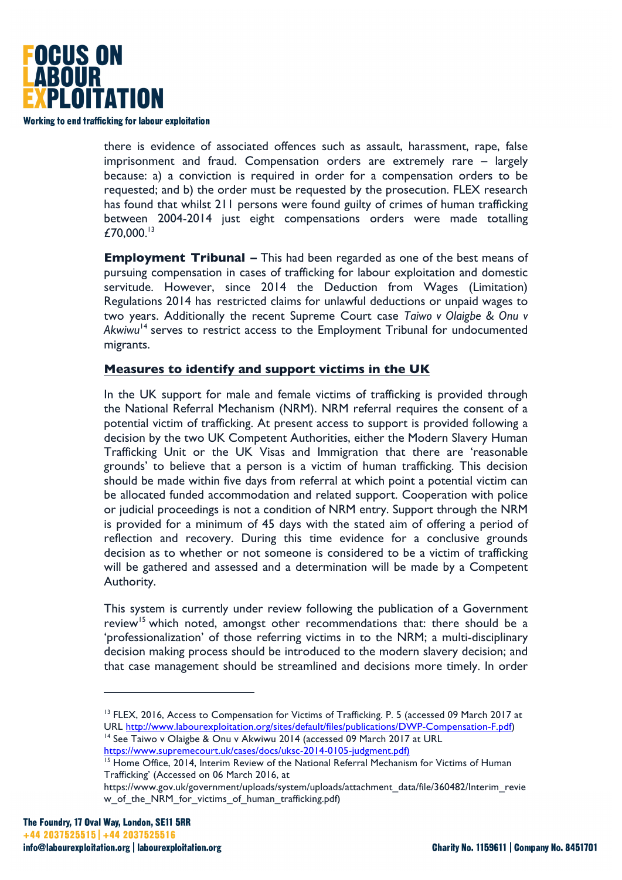there is evidence of associated offences such as assault, harassment, rape, false imprisonment and fraud. Compensation orders are extremely rare – largely because: a) a conviction is required in order for a compensation orders to be requested; and b) the order must be requested by the prosecution. FLEX research has found that whilst 211 persons were found guilty of crimes of human trafficking between 2004-2014 just eight compensations orders were made totalling £70,000.[13]

**Employment Tribunal –** This had been regarded as one of the best means of pursuing compensation in cases of trafficking for labour exploitation and domestic servitude. However, since 2014 the Deduction from Wages (Limitation) Regulations 2014 has restricted claims for unlawful deductions or unpaid wages to two years. Additionally the recent Supreme Court case *Taiwo v Olaigbe & Onu v Akwiwu*[14] serves to restrict access to the Employment Tribunal for undocumented migrants.

## Measures to identify and support victims in the UK

In the UK support for male and female victims of trafficking is provided through the National Referral Mechanism (NRM). NRM referral requires the consent of a potential victim of trafficking. At present access to support is provided following a decision by the two UK Competent Authorities, either the Modern Slavery Human Trafficking Unit or the UK Visas and Immigration that there are 'reasonable grounds' to believe that a person is a victim of human trafficking. This decision should be made within five days from referral at which point a potential victim can be allocated funded accommodation and related support. Cooperation with police or judicial proceedings is not a condition of NRM entry. Support through the NRM is provided for a minimum of 45 days with the stated aim of offering a period of reflection and recovery. During this time evidence for a conclusive grounds decision as to whether or not someone is considered to be a victim of trafficking will be gathered and assessed and a determination will be made by a Competent Authority.

This system is currently under review following the publication of a Government review[15] which noted, amongst other recommendations that: there should be a 'professionalization' of those referring victims in to the NRM; a multi-disciplinary decision making process should be introduced to the modern slavery decision; and that case management should be streamlined and decisions more timely. In order

---

[13] FLEX, 2016, Access to Compensation for Victims of Trafficking. P. 5 (accessed 09 March 2017 at URL http://www.labourexploitation.org/sites/default/files/publications/DWP-Compensation-F.pdf)

[14] See Taiwo v Olaigbe & Onu v Akwiwu 2014 (accessed 09 March 2017 at URL https://www.supremecourt.uk/cases/docs/uksc-2014-0105-judgment.pdf)

[15] Home Office, 2014, Interim Review of the National Referral Mechanism for Victims of Human Trafficking' (Accessed on 06 March 2016, at https://www.gov.uk/government/uploads/system/uploads/attachment_data/file/360482/Interim_review_of_the_NRM_for_victims_of_human_trafficking.pdf)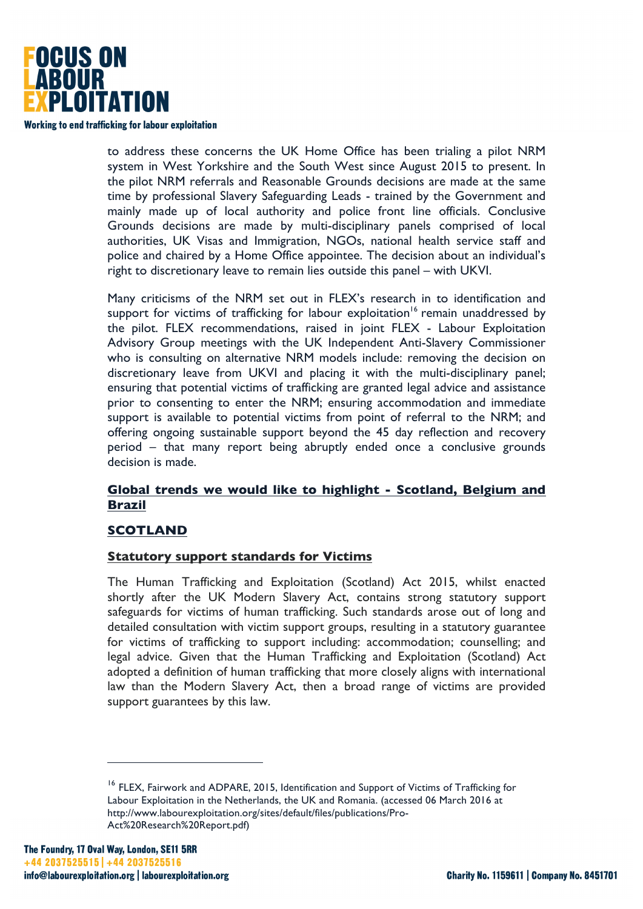to address these concerns the UK Home Office has been trialing a pilot NRM system in West Yorkshire and the South West since August 2015 to present. In the pilot NRM referrals and Reasonable Grounds decisions are made at the same time by professional Slavery Safeguarding Leads - trained by the Government and mainly made up of local authority and police front line officials. Conclusive Grounds decisions are made by multi-disciplinary panels comprised of local authorities, UK Visas and Immigration, NGOs, national health service staff and police and chaired by a Home Office appointee. The decision about an individual's right to discretionary leave to remain lies outside this panel – with UKVI.

Many criticisms of the NRM set out in FLEX's research in to identification and support for victims of trafficking for labour exploitation[16] remain unaddressed by the pilot. FLEX recommendations, raised in joint FLEX - Labour Exploitation Advisory Group meetings with the UK Independent Anti-Slavery Commissioner who is consulting on alternative NRM models include: removing the decision on discretionary leave from UKVI and placing it with the multi-disciplinary panel; ensuring that potential victims of trafficking are granted legal advice and assistance prior to consenting to enter the NRM; ensuring accommodation and immediate support is available to potential victims from point of referral to the NRM; and offering ongoing sustainable support beyond the 45 day reflection and recovery period – that many report being abruptly ended once a conclusive grounds decision is made.

## Global trends we would like to highlight - Scotland, Belgium and Brazil

## SCOTLAND

### Statutory support standards for Victims

The Human Trafficking and Exploitation (Scotland) Act 2015, whilst enacted shortly after the UK Modern Slavery Act, contains strong statutory support safeguards for victims of human trafficking. Such standards arose out of long and detailed consultation with victim support groups, resulting in a statutory guarantee for victims of trafficking to support including: accommodation; counselling; and legal advice. Given that the Human Trafficking and Exploitation (Scotland) Act adopted a definition of human trafficking that more closely aligns with international law than the Modern Slavery Act, then a broad range of victims are provided support guarantees by this law.

---

[16] FLEX, Fairwork and ADPARE, 2015, Identification and Support of Victims of Trafficking for Labour Exploitation in the Netherlands, the UK and Romania. (accessed 06 March 2016 at http://www.labourexploitation.org/sites/default/files/publications/Pro-Act%20Research%20Report.pdf)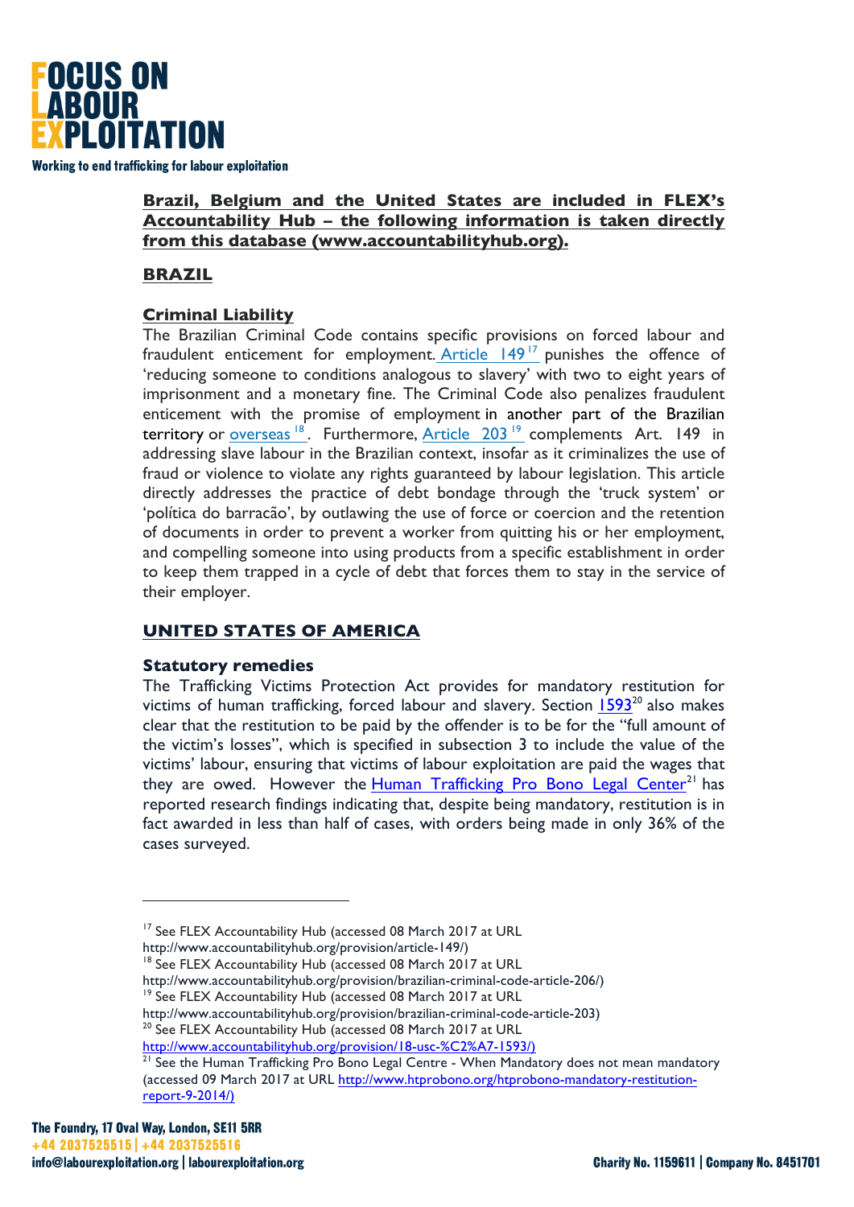**Brazil, Belgium and the United States are included in FLEX's Accountability Hub – the following information is taken directly from this database (www.accountabilityhub.org).**

## BRAZIL

### Criminal Liability

The Brazilian Criminal Code contains specific provisions on forced labour and fraudulent enticement for employment. Article 149[17] punishes the offence of 'reducing someone to conditions analogous to slavery' with two to eight years of imprisonment and a monetary fine. The Criminal Code also penalizes fraudulent enticement with the promise of employment in another part of the Brazilian territory or overseas[18]. Furthermore, Article 203[19] complements Art. 149 in addressing slave labour in the Brazilian context, insofar as it criminalizes the use of fraud or violence to violate any rights guaranteed by labour legislation. This article directly addresses the practice of debt bondage through the 'truck system' or 'política do barracão', by outlawing the use of force or coercion and the retention of documents in order to prevent a worker from quitting his or her employment, and compelling someone into using products from a specific establishment in order to keep them trapped in a cycle of debt that forces them to stay in the service of their employer.

## UNITED STATES OF AMERICA

### Statutory remedies

The Trafficking Victims Protection Act provides for mandatory restitution for victims of human trafficking, forced labour and slavery. Section 1593[20] also makes clear that the restitution to be paid by the offender is to be for the "full amount of the victim's losses", which is specified in subsection 3 to include the value of the victims' labour, ensuring that victims of labour exploitation are paid the wages that they are owed. However the Human Trafficking Pro Bono Legal Center[21] has reported research findings indicating that, despite being mandatory, restitution is in fact awarded in less than half of cases, with orders being made in only 36% of the cases surveyed.

---

[17] See FLEX Accountability Hub (accessed 08 March 2017 at URL http://www.accountabilityhub.org/provision/article-149/)

[18] See FLEX Accountability Hub (accessed 08 March 2017 at URL http://www.accountabilityhub.org/provision/brazilian-criminal-code-article-206/)

[19] See FLEX Accountability Hub (accessed 08 March 2017 at URL http://www.accountabilityhub.org/provision/brazilian-criminal-code-article-203)

[20] See FLEX Accountability Hub (accessed 08 March 2017 at URL http://www.accountabilityhub.org/provision/18-usc-%C2%A7-1593/)

[21] See the Human Trafficking Pro Bono Legal Centre - When Mandatory does not mean mandatory (accessed 09 March 2017 at URL http://www.htprobono.org/htprobono-mandatory-restitution-report-9-2014/)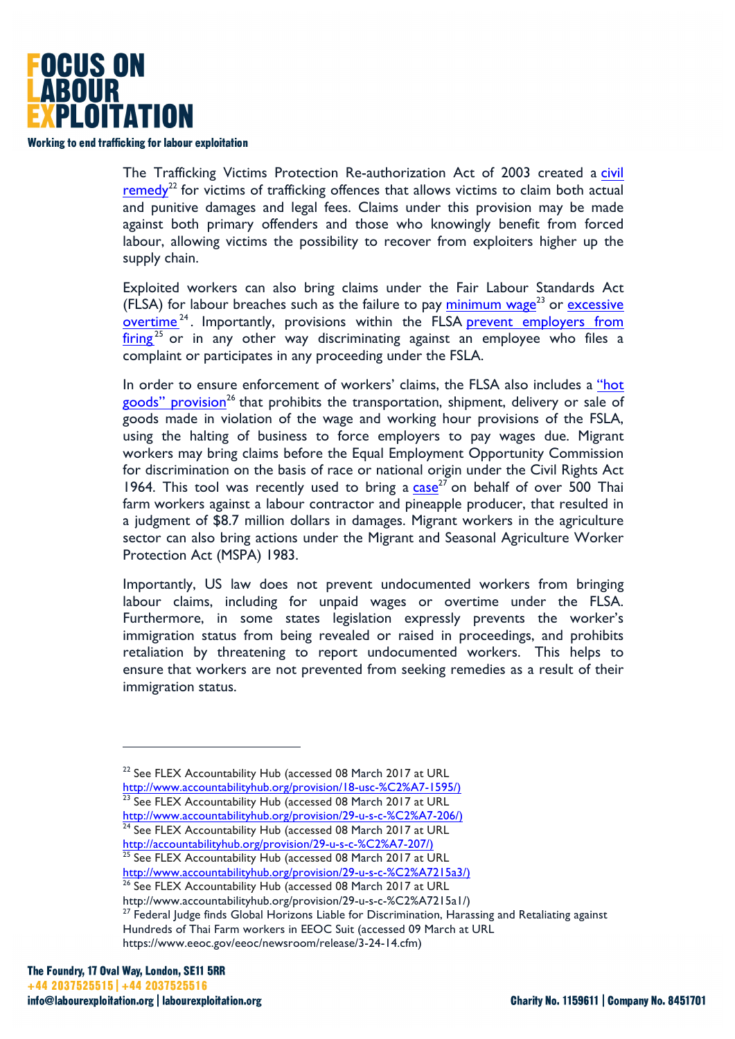The Trafficking Victims Protection Re-authorization Act of 2003 created a civil remedy[22] for victims of trafficking offences that allows victims to claim both actual and punitive damages and legal fees. Claims under this provision may be made against both primary offenders and those who knowingly benefit from forced labour, allowing victims the possibility to recover from exploiters higher up the supply chain.

Exploited workers can also bring claims under the Fair Labour Standards Act (FLSA) for labour breaches such as the failure to pay minimum wage[23] or excessive overtime[24]. Importantly, provisions within the FLSA prevent employers from firing[25] or in any other way discriminating against an employee who files a complaint or participates in any proceeding under the FSLA.

In order to ensure enforcement of workers' claims, the FLSA also includes a "hot goods" provision[26] that prohibits the transportation, shipment, delivery or sale of goods made in violation of the wage and working hour provisions of the FSLA, using the halting of business to force employers to pay wages due. Migrant workers may bring claims before the Equal Employment Opportunity Commission for discrimination on the basis of race or national origin under the Civil Rights Act 1964. This tool was recently used to bring a case[27] on behalf of over 500 Thai farm workers against a labour contractor and pineapple producer, that resulted in a judgment of $8.7 million dollars in damages. Migrant workers in the agriculture sector can also bring actions under the Migrant and Seasonal Agriculture Worker Protection Act (MSPA) 1983.

Importantly, US law does not prevent undocumented workers from bringing labour claims, including for unpaid wages or overtime under the FLSA. Furthermore, in some states legislation expressly prevents the worker's immigration status from being revealed or raised in proceedings, and prohibits retaliation by threatening to report undocumented workers. This helps to ensure that workers are not prevented from seeking remedies as a result of their immigration status.

---

[22] See FLEX Accountability Hub (accessed 08 March 2017 at URL http://www.accountabilityhub.org/provision/18-usc-%C2%A7-1595/)

[23] See FLEX Accountability Hub (accessed 08 March 2017 at URL http://www.accountabilityhub.org/provision/29-u-s-c-%C2%A7-206/)

[24] See FLEX Accountability Hub (accessed 08 March 2017 at URL http://accountabilityhub.org/provision/29-u-s-c-%C2%A7-207/)

[25] See FLEX Accountability Hub (accessed 08 March 2017 at URL http://www.accountabilityhub.org/provision/29-u-s-c-%C2%A7215a3/)

[26] See FLEX Accountability Hub (accessed 08 March 2017 at URL http://www.accountabilityhub.org/provision/29-u-s-c-%C2%A7215a1/)

[27] Federal Judge finds Global Horizons Liable for Discrimination, Harassing and Retaliating against Hundreds of Thai Farm workers in EEOC Suit (accessed 09 March at URL https://www.eeoc.gov/eeoc/newsroom/release/3-24-14.cfm)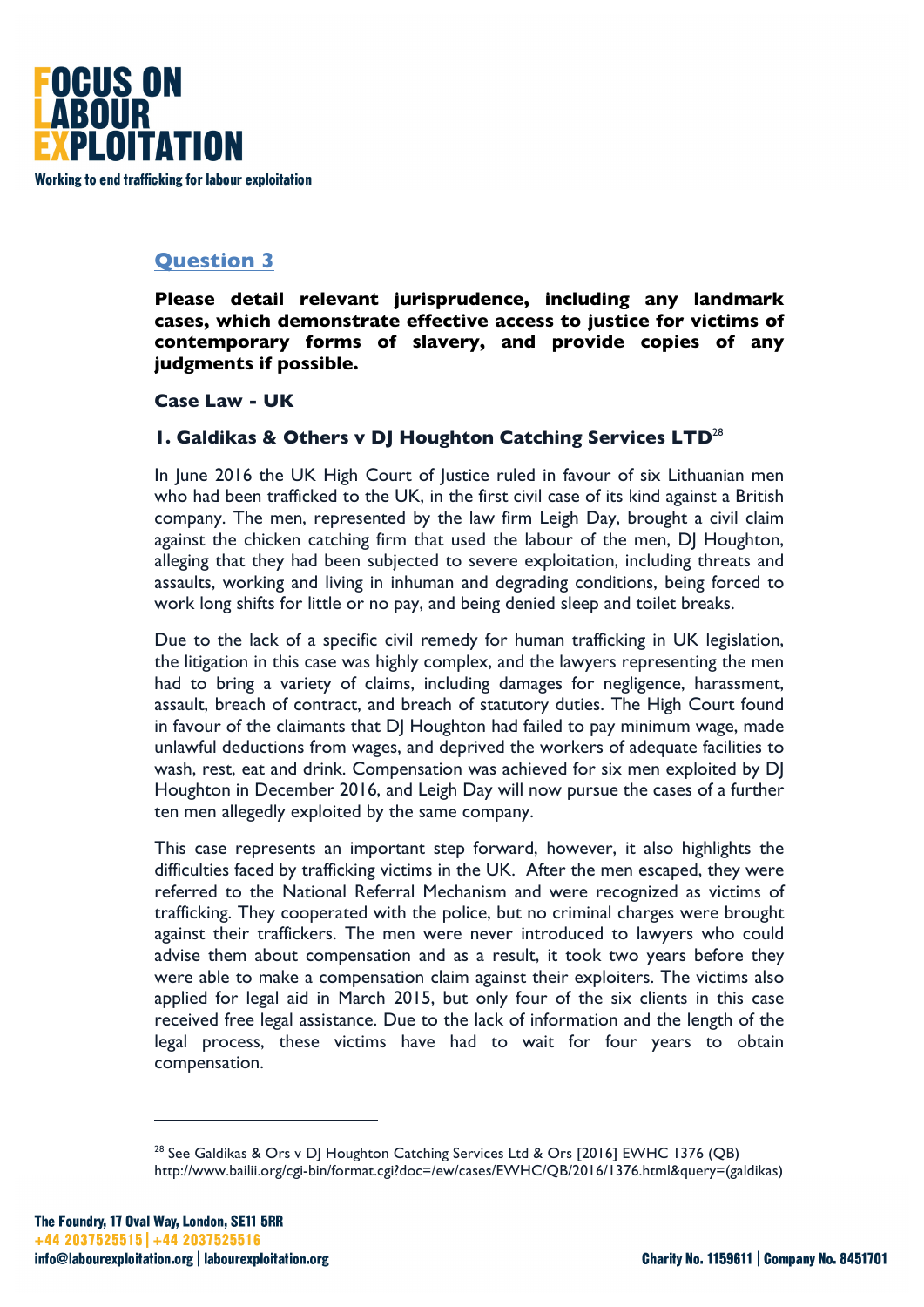## Question 3

**Please detail relevant jurisprudence, including any landmark cases, which demonstrate effective access to justice for victims of contemporary forms of slavery, and provide copies of any judgments if possible.**

**Case Law - UK**

### 1. Galdikas & Others v DJ Houghton Catching Services LTD[28]

In June 2016 the UK High Court of Justice ruled in favour of six Lithuanian men who had been trafficked to the UK, in the first civil case of its kind against a British company. The men, represented by the law firm Leigh Day, brought a civil claim against the chicken catching firm that used the labour of the men, DJ Houghton, alleging that they had been subjected to severe exploitation, including threats and assaults, working and living in inhuman and degrading conditions, being forced to work long shifts for little or no pay, and being denied sleep and toilet breaks.

Due to the lack of a specific civil remedy for human trafficking in UK legislation, the litigation in this case was highly complex, and the lawyers representing the men had to bring a variety of claims, including damages for negligence, harassment, assault, breach of contract, and breach of statutory duties. The High Court found in favour of the claimants that DJ Houghton had failed to pay minimum wage, made unlawful deductions from wages, and deprived the workers of adequate facilities to wash, rest, eat and drink. Compensation was achieved for six men exploited by DJ Houghton in December 2016, and Leigh Day will now pursue the cases of a further ten men allegedly exploited by the same company.

This case represents an important step forward, however, it also highlights the difficulties faced by trafficking victims in the UK. After the men escaped, they were referred to the National Referral Mechanism and were recognized as victims of trafficking. They cooperated with the police, but no criminal charges were brought against their traffickers. The men were never introduced to lawyers who could advise them about compensation and as a result, it took two years before they were able to make a compensation claim against their exploiters. The victims also applied for legal aid in March 2015, but only four of the six clients in this case received free legal assistance. Due to the lack of information and the length of the legal process, these victims have had to wait for four years to obtain compensation.

---

[28] See Galdikas & Ors v DJ Houghton Catching Services Ltd & Ors [2016] EWHC 1376 (QB) http://www.bailii.org/cgi-bin/format.cgi?doc=/ew/cases/EWHC/QB/2016/1376.html&query=(galdikas)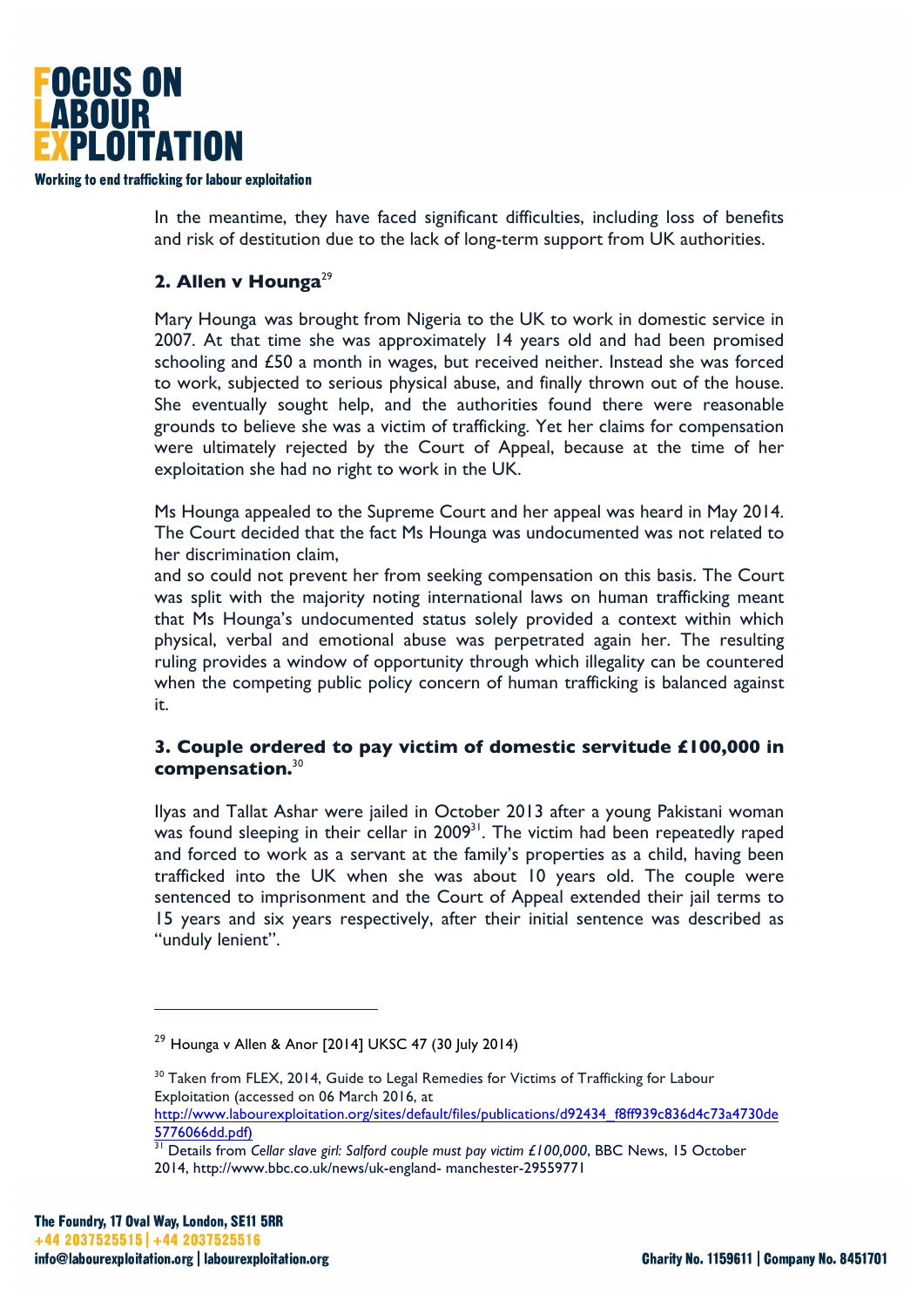In the meantime, they have faced significant difficulties, including loss of benefits and risk of destitution due to the lack of long-term support from UK authorities.

### 2. Allen v Hounga[29]

Mary Hounga was brought from Nigeria to the UK to work in domestic service in 2007. At that time she was approximately 14 years old and had been promised schooling and £50 a month in wages, but received neither. Instead she was forced to work, subjected to serious physical abuse, and finally thrown out of the house. She eventually sought help, and the authorities found there were reasonable grounds to believe she was a victim of trafficking. Yet her claims for compensation were ultimately rejected by the Court of Appeal, because at the time of her exploitation she had no right to work in the UK.

Ms Hounga appealed to the Supreme Court and her appeal was heard in May 2014. The Court decided that the fact Ms Hounga was undocumented was not related to her discrimination claim,

and so could not prevent her from seeking compensation on this basis. The Court was split with the majority noting international laws on human trafficking meant that Ms Hounga's undocumented status solely provided a context within which physical, verbal and emotional abuse was perpetrated again her. The resulting ruling provides a window of opportunity through which illegality can be countered when the competing public policy concern of human trafficking is balanced against it.

### 3. Couple ordered to pay victim of domestic servitude £100,000 in compensation.[30]

Ilyas and Tallat Ashar were jailed in October 2013 after a young Pakistani woman was found sleeping in their cellar in 2009[31]. The victim had been repeatedly raped and forced to work as a servant at the family's properties as a child, having been trafficked into the UK when she was about 10 years old. The couple were sentenced to imprisonment and the Court of Appeal extended their jail terms to 15 years and six years respectively, after their initial sentence was described as "unduly lenient".

---

[29] Hounga v Allen & Anor [2014] UKSC 47 (30 July 2014)

[30] Taken from FLEX, 2014, Guide to Legal Remedies for Victims of Trafficking for Labour Exploitation (accessed on 06 March 2016, at http://www.labourexploitation.org/sites/default/files/publications/d92434_f8ff939c836d4c73a4730de5776066dd.pdf)

[31] Details from *Cellar slave girl: Salford couple must pay victim £100,000*, BBC News, 15 October 2014, http://www.bbc.co.uk/news/uk-england- manchester-29559771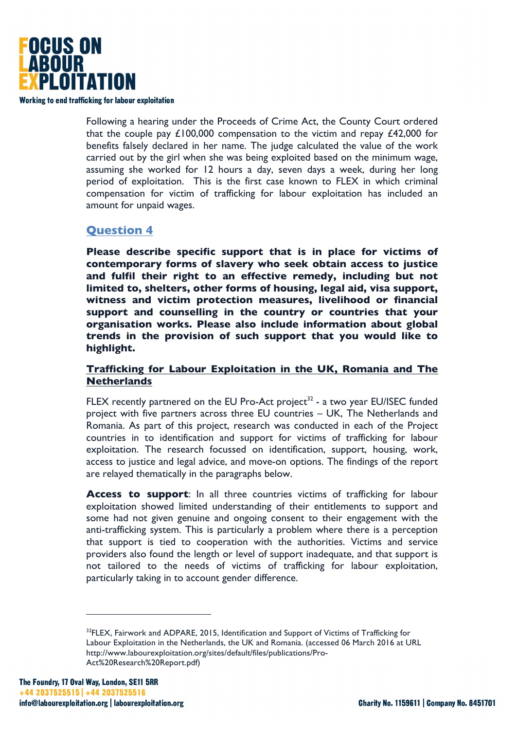Following a hearing under the Proceeds of Crime Act, the County Court ordered that the couple pay £100,000 compensation to the victim and repay £42,000 for benefits falsely declared in her name. The judge calculated the value of the work carried out by the girl when she was being exploited based on the minimum wage, assuming she worked for 12 hours a day, seven days a week, during her long period of exploitation. This is the first case known to FLEX in which criminal compensation for victim of trafficking for labour exploitation has included an amount for unpaid wages.

## Question 4

**Please describe specific support that is in place for victims of contemporary forms of slavery who seek obtain access to justice and fulfil their right to an effective remedy, including but not limited to, shelters, other forms of housing, legal aid, visa support, witness and victim protection measures, livelihood or financial support and counselling in the country or countries that your organisation works. Please also include information about global trends in the provision of such support that you would like to highlight.**

### Trafficking for Labour Exploitation in the UK, Romania and The Netherlands

FLEX recently partnered on the EU Pro-Act project[32] - a two year EU/ISEC funded project with five partners across three EU countries – UK, The Netherlands and Romania. As part of this project, research was conducted in each of the Project countries in to identification and support for victims of trafficking for labour exploitation. The research focussed on identification, support, housing, work, access to justice and legal advice, and move-on options. The findings of the report are relayed thematically in the paragraphs below.

**Access to support**: In all three countries victims of trafficking for labour exploitation showed limited understanding of their entitlements to support and some had not given genuine and ongoing consent to their engagement with the anti-trafficking system. This is particularly a problem where there is a perception that support is tied to cooperation with the authorities. Victims and service providers also found the length or level of support inadequate, and that support is not tailored to the needs of victims of trafficking for labour exploitation, particularly taking in to account gender difference.

---

[32] FLEX, Fairwork and ADPARE, 2015, Identification and Support of Victims of Trafficking for Labour Exploitation in the Netherlands, the UK and Romania. (accessed 06 March 2016 at URL http://www.labourexploitation.org/sites/default/files/publications/Pro-Act%20Research%20Report.pdf)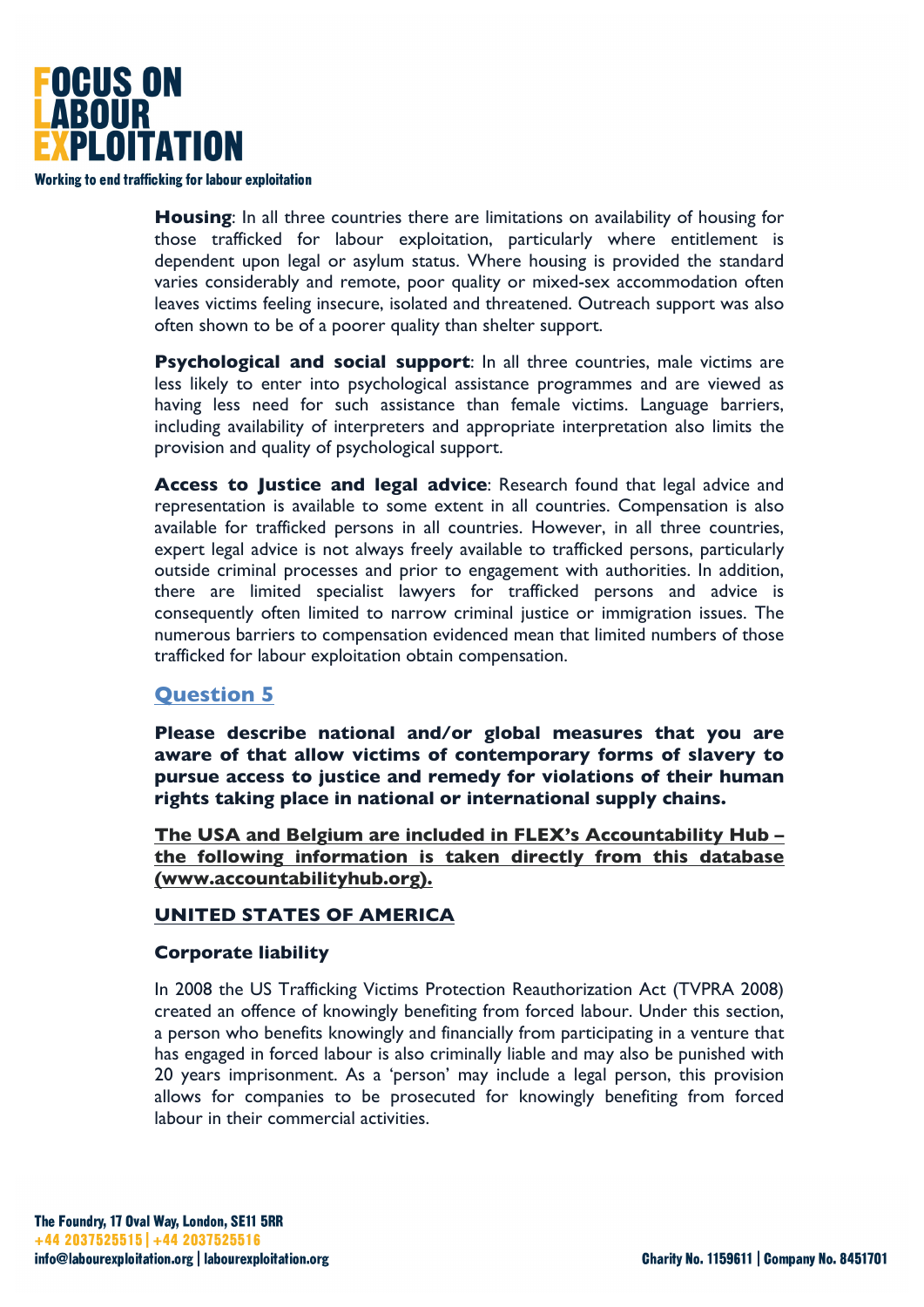**Housing**: In all three countries there are limitations on availability of housing for those trafficked for labour exploitation, particularly where entitlement is dependent upon legal or asylum status. Where housing is provided the standard varies considerably and remote, poor quality or mixed-sex accommodation often leaves victims feeling insecure, isolated and threatened. Outreach support was also often shown to be of a poorer quality than shelter support.

**Psychological and social support**: In all three countries, male victims are less likely to enter into psychological assistance programmes and are viewed as having less need for such assistance than female victims. Language barriers, including availability of interpreters and appropriate interpretation also limits the provision and quality of psychological support.

**Access to Justice and legal advice**: Research found that legal advice and representation is available to some extent in all countries. Compensation is also available for trafficked persons in all countries. However, in all three countries, expert legal advice is not always freely available to trafficked persons, particularly outside criminal processes and prior to engagement with authorities. In addition, there are limited specialist lawyers for trafficked persons and advice is consequently often limited to narrow criminal justice or immigration issues. The numerous barriers to compensation evidenced mean that limited numbers of those trafficked for labour exploitation obtain compensation.

## Question 5

**Please describe national and/or global measures that you are aware of that allow victims of contemporary forms of slavery to pursue access to justice and remedy for violations of their human rights taking place in national or international supply chains.**

**The USA and Belgium are included in FLEX's Accountability Hub – the following information is taken directly from this database (www.accountabilityhub.org).**

### UNITED STATES OF AMERICA

#### Corporate liability

In 2008 the US Trafficking Victims Protection Reauthorization Act (TVPRA 2008) created an offence of knowingly benefiting from forced labour. Under this section, a person who benefits knowingly and financially from participating in a venture that has engaged in forced labour is also criminally liable and may also be punished with 20 years imprisonment. As a 'person' may include a legal person, this provision allows for companies to be prosecuted for knowingly benefiting from forced labour in their commercial activities.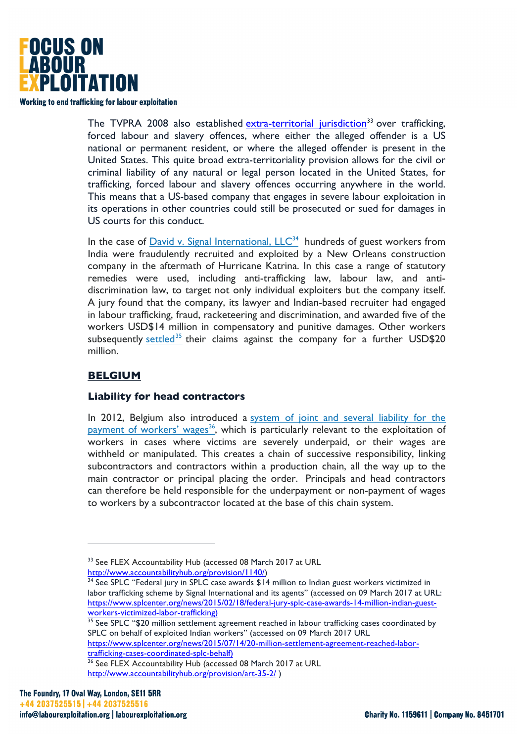The TVPRA 2008 also established extra-territorial jurisdiction[33] over trafficking, forced labour and slavery offences, where either the alleged offender is a US national or permanent resident, or where the alleged offender is present in the United States. This quite broad extra-territoriality provision allows for the civil or criminal liability of any natural or legal person located in the United States, for trafficking, forced labour and slavery offences occurring anywhere in the world. This means that a US-based company that engages in severe labour exploitation in its operations in other countries could still be prosecuted or sued for damages in US courts for this conduct.

In the case of David v. Signal International, LLC[34] hundreds of guest workers from India were fraudulently recruited and exploited by a New Orleans construction company in the aftermath of Hurricane Katrina. In this case a range of statutory remedies were used, including anti-trafficking law, labour law, and anti-discrimination law, to target not only individual exploiters but the company itself. A jury found that the company, its lawyer and Indian-based recruiter had engaged in labour trafficking, fraud, racketeering and discrimination, and awarded five of the workers USD$14 million in compensatory and punitive damages. Other workers subsequently settled[35] their claims against the company for a further USD$20 million.

## BELGIUM

### Liability for head contractors

In 2012, Belgium also introduced a system of joint and several liability for the payment of workers' wages[36], which is particularly relevant to the exploitation of workers in cases where victims are severely underpaid, or their wages are withheld or manipulated. This creates a chain of successive responsibility, linking subcontractors and contractors within a production chain, all the way up to the main contractor or principal placing the order. Principals and head contractors can therefore be held responsible for the underpayment or non-payment of wages to workers by a subcontractor located at the base of this chain system.

---

[33] See FLEX Accountability Hub (accessed 08 March 2017 at URL http://www.accountabilityhub.org/provision/1140/)

[34] See SPLC "Federal jury in SPLC case awards $14 million to Indian guest workers victimized in labor trafficking scheme by Signal International and its agents" (accessed on 09 March 2017 at URL: https://www.splcenter.org/news/2015/02/18/federal-jury-splc-case-awards-14-million-indian-guest-workers-victimized-labor-trafficking)

[35] See SPLC "$20 million settlement agreement reached in labour trafficking cases coordinated by SPLC on behalf of exploited Indian workers" (accessed on 09 March 2017 URL https://www.splcenter.org/news/2015/07/14/20-million-settlement-agreement-reached-labor-trafficking-cases-coordinated-splc-behalf)

[36] See FLEX Accountability Hub (accessed 08 March 2017 at URL http://www.accountabilityhub.org/provision/art-35-2/ )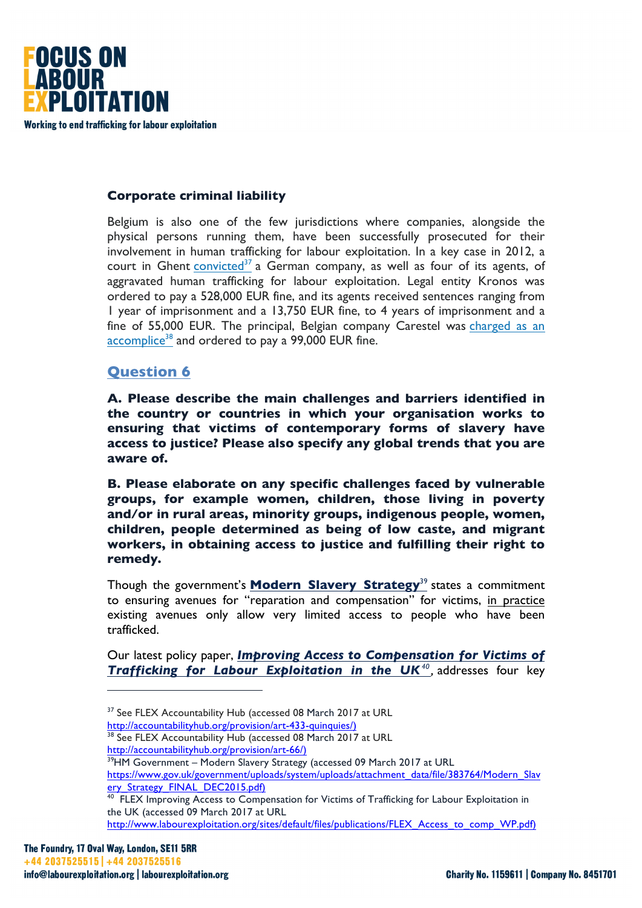**Corporate criminal liability**

Belgium is also one of the few jurisdictions where companies, alongside the physical persons running them, have been successfully prosecuted for their involvement in human trafficking for labour exploitation. In a key case in 2012, a court in Ghent convicted[37] a German company, as well as four of its agents, of aggravated human trafficking for labour exploitation. Legal entity Kronos was ordered to pay a 528,000 EUR fine, and its agents received sentences ranging from 1 year of imprisonment and a 13,750 EUR fine, to 4 years of imprisonment and a fine of 55,000 EUR. The principal, Belgian company Carestel was charged as an accomplice[38] and ordered to pay a 99,000 EUR fine.

## Question 6

**A. Please describe the main challenges and barriers identified in the country or countries in which your organisation works to ensuring that victims of contemporary forms of slavery have access to justice? Please also specify any global trends that you are aware of.**

**B. Please elaborate on any specific challenges faced by vulnerable groups, for example women, children, those living in poverty and/or in rural areas, minority groups, indigenous people, women, children, people determined as being of low caste, and migrant workers, in obtaining access to justice and fulfilling their right to remedy.**

Though the government's **Modern Slavery Strategy**[39] states a commitment to ensuring avenues for "reparation and compensation" for victims, in practice existing avenues only allow very limited access to people who have been trafficked.

Our latest policy paper, ***Improving Access to Compensation for Victims of Trafficking for Labour Exploitation in the UK***[40], addresses four key

[37] See FLEX Accountability Hub (accessed 08 March 2017 at URL http://accountabilityhub.org/provision/art-433-quinquies/)

[38] See FLEX Accountability Hub (accessed 08 March 2017 at URL http://accountabilityhub.org/provision/art-66/)

[39] HM Government – Modern Slavery Strategy (accessed 09 March 2017 at URL https://www.gov.uk/government/uploads/system/uploads/attachment_data/file/383764/Modern_Slavery_Strategy_FINAL_DEC2015.pdf)

[40] FLEX Improving Access to Compensation for Victims of Trafficking for Labour Exploitation in the UK (accessed 09 March 2017 at URL http://www.labourexploitation.org/sites/default/files/publications/FLEX_Access_to_comp_WP.pdf)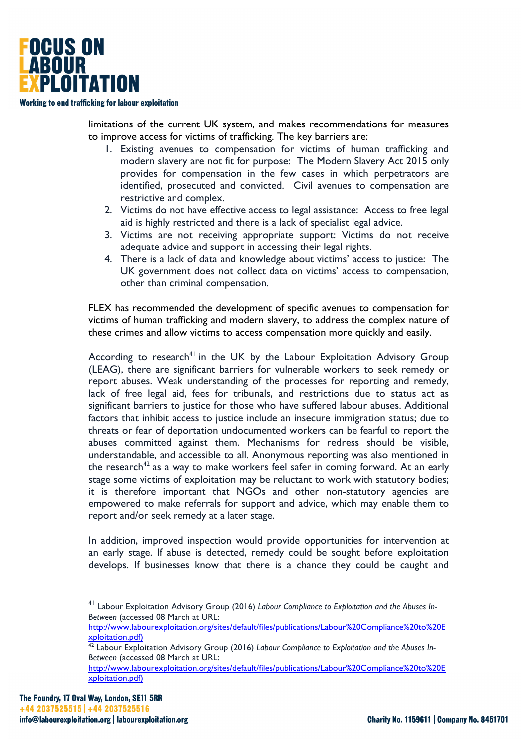limitations of the current UK system, and makes recommendations for measures to improve access for victims of trafficking. The key barriers are:

1. Existing avenues to compensation for victims of human trafficking and modern slavery are not fit for purpose: The Modern Slavery Act 2015 only provides for compensation in the few cases in which perpetrators are identified, prosecuted and convicted. Civil avenues to compensation are restrictive and complex.
2. Victims do not have effective access to legal assistance: Access to free legal aid is highly restricted and there is a lack of specialist legal advice.
3. Victims are not receiving appropriate support: Victims do not receive adequate advice and support in accessing their legal rights.
4. There is a lack of data and knowledge about victims' access to justice: The UK government does not collect data on victims' access to compensation, other than criminal compensation.

FLEX has recommended the development of specific avenues to compensation for victims of human trafficking and modern slavery, to address the complex nature of these crimes and allow victims to access compensation more quickly and easily.

According to research[41] in the UK by the Labour Exploitation Advisory Group (LEAG), there are significant barriers for vulnerable workers to seek remedy or report abuses. Weak understanding of the processes for reporting and remedy, lack of free legal aid, fees for tribunals, and restrictions due to status act as significant barriers to justice for those who have suffered labour abuses. Additional factors that inhibit access to justice include an insecure immigration status; due to threats or fear of deportation undocumented workers can be fearful to report the abuses committed against them. Mechanisms for redress should be visible, understandable, and accessible to all. Anonymous reporting was also mentioned in the research[42] as a way to make workers feel safer in coming forward. At an early stage some victims of exploitation may be reluctant to work with statutory bodies; it is therefore important that NGOs and other non-statutory agencies are empowered to make referrals for support and advice, which may enable them to report and/or seek remedy at a later stage.

In addition, improved inspection would provide opportunities for intervention at an early stage. If abuse is detected, remedy could be sought before exploitation develops. If businesses know that there is a chance they could be caught and

---

[41] Labour Exploitation Advisory Group (2016) *Labour Compliance to Exploitation and the Abuses In-Between* (accessed 08 March at URL: http://www.labourexploitation.org/sites/default/files/publications/Labour%20Compliance%20to%20Exploitation.pdf)

[42] Labour Exploitation Advisory Group (2016) *Labour Compliance to Exploitation and the Abuses In-Between* (accessed 08 March at URL: http://www.labourexploitation.org/sites/default/files/publications/Labour%20Compliance%20to%20Exploitation.pdf)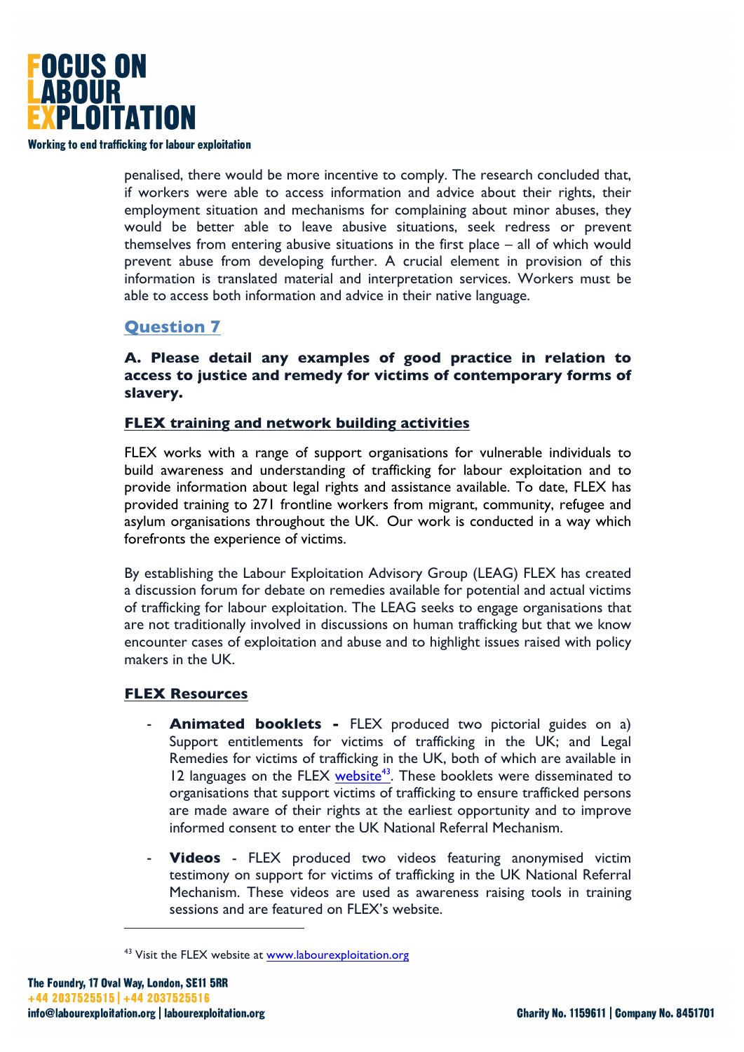penalised, there would be more incentive to comply. The research concluded that, if workers were able to access information and advice about their rights, their employment situation and mechanisms for complaining about minor abuses, they would be better able to leave abusive situations, seek redress or prevent themselves from entering abusive situations in the first place – all of which would prevent abuse from developing further. A crucial element in provision of this information is translated material and interpretation services. Workers must be able to access both information and advice in their native language.

## Question 7

**A. Please detail any examples of good practice in relation to access to justice and remedy for victims of contemporary forms of slavery.**

### FLEX training and network building activities

FLEX works with a range of support organisations for vulnerable individuals to build awareness and understanding of trafficking for labour exploitation and to provide information about legal rights and assistance available. To date, FLEX has provided training to 271 frontline workers from migrant, community, refugee and asylum organisations throughout the UK. Our work is conducted in a way which forefronts the experience of victims.

By establishing the Labour Exploitation Advisory Group (LEAG) FLEX has created a discussion forum for debate on remedies available for potential and actual victims of trafficking for labour exploitation. The LEAG seeks to engage organisations that are not traditionally involved in discussions on human trafficking but that we know encounter cases of exploitation and abuse and to highlight issues raised with policy makers in the UK.

### FLEX Resources

- **Animated booklets -** FLEX produced two pictorial guides on a) Support entitlements for victims of trafficking in the UK; and Legal Remedies for victims of trafficking in the UK, both of which are available in 12 languages on the FLEX website[43]. These booklets were disseminated to organisations that support victims of trafficking to ensure trafficked persons are made aware of their rights at the earliest opportunity and to improve informed consent to enter the UK National Referral Mechanism.
- **Videos** - FLEX produced two videos featuring anonymised victim testimony on support for victims of trafficking in the UK National Referral Mechanism. These videos are used as awareness raising tools in training sessions and are featured on FLEX's website.

[43] Visit the FLEX website at www.labourexploitation.org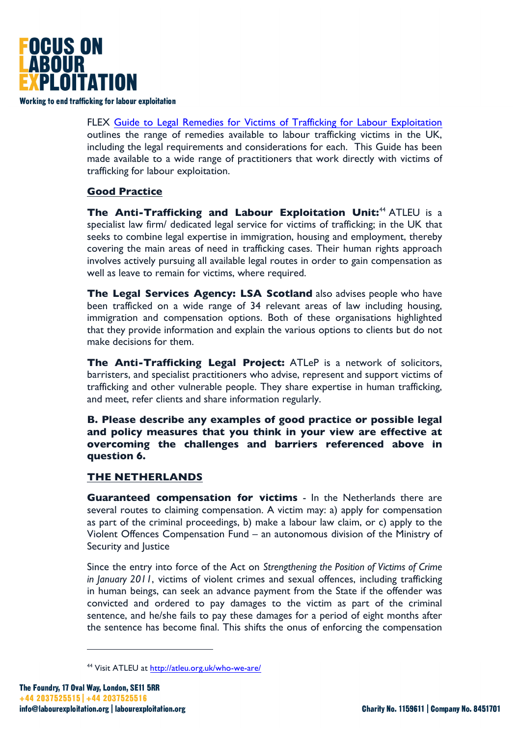FLEX [Guide to Legal Remedies for Victims of Trafficking for Labour Exploitation](#) outlines the range of remedies available to labour trafficking victims in the UK, including the legal requirements and considerations for each. This Guide has been made available to a wide range of practitioners that work directly with victims of trafficking for labour exploitation.

**Good Practice**

**The Anti-Trafficking and Labour Exploitation Unit:**[44] ATLEU is a specialist law firm/ dedicated legal service for victims of trafficking; in the UK that seeks to combine legal expertise in immigration, housing and employment, thereby covering the main areas of need in trafficking cases. Their human rights approach involves actively pursuing all available legal routes in order to gain compensation as well as leave to remain for victims, where required.

**The Legal Services Agency: LSA Scotland** also advises people who have been trafficked on a wide range of 34 relevant areas of law including housing, immigration and compensation options. Both of these organisations highlighted that they provide information and explain the various options to clients but do not make decisions for them.

**The Anti-Trafficking Legal Project:** ATLeP is a network of solicitors, barristers, and specialist practitioners who advise, represent and support victims of trafficking and other vulnerable people. They share expertise in human trafficking, and meet, refer clients and share information regularly.

**B. Please describe any examples of good practice or possible legal and policy measures that you think in your view are effective at overcoming the challenges and barriers referenced above in question 6.**

**THE NETHERLANDS**

**Guaranteed compensation for victims** - In the Netherlands there are several routes to claiming compensation. A victim may: a) apply for compensation as part of the criminal proceedings, b) make a labour law claim, or c) apply to the Violent Offences Compensation Fund – an autonomous division of the Ministry of Security and Justice

Since the entry into force of the Act on *Strengthening the Position of Victims of Crime in January 2011*, victims of violent crimes and sexual offences, including trafficking in human beings, can seek an advance payment from the State if the offender was convicted and ordered to pay damages to the victim as part of the criminal sentence, and he/she fails to pay these damages for a period of eight months after the sentence has become final. This shifts the onus of enforcing the compensation

[44] Visit ATLEU at http://atleu.org.uk/who-we-are/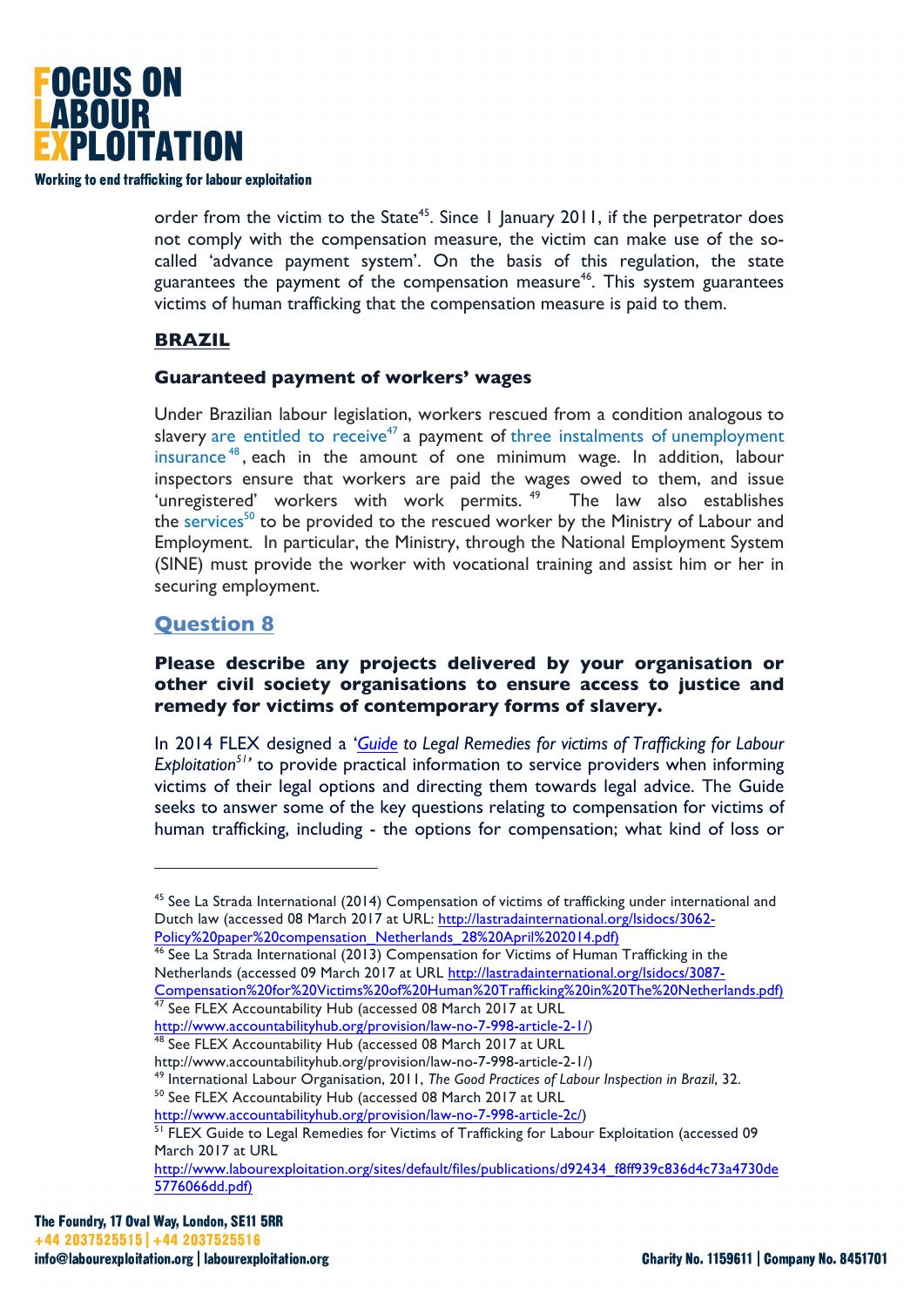order from the victim to the State[45]. Since 1 January 2011, if the perpetrator does not comply with the compensation measure, the victim can make use of the so-called 'advance payment system'. On the basis of this regulation, the state guarantees the payment of the compensation measure[46]. This system guarantees victims of human trafficking that the compensation measure is paid to them.

## BRAZIL

### Guaranteed payment of workers' wages

Under Brazilian labour legislation, workers rescued from a condition analogous to slavery are entitled to receive[47] a payment of three instalments of unemployment insurance[48], each in the amount of one minimum wage. In addition, labour inspectors ensure that workers are paid the wages owed to them, and issue 'unregistered' workers with work permits.[49] The law also establishes the services[50] to be provided to the rescued worker by the Ministry of Labour and Employment. In particular, the Ministry, through the National Employment System (SINE) must provide the worker with vocational training and assist him or her in securing employment.

## Question 8

**Please describe any projects delivered by your organisation or other civil society organisations to ensure access to justice and remedy for victims of contemporary forms of slavery.**

In 2014 FLEX designed a '*Guide to Legal Remedies for victims of Trafficking for Labour Exploitation*[51]' to provide practical information to service providers when informing victims of their legal options and directing them towards legal advice. The Guide seeks to answer some of the key questions relating to compensation for victims of human trafficking, including - the options for compensation; what kind of loss or

---

[45] See La Strada International (2014) Compensation of victims of trafficking under international and Dutch law (accessed 08 March 2017 at URL: http://lastradainternational.org/lsidocs/3062-Policy%20paper%20compensation_Netherlands_28%20April%202014.pdf)

[46] See La Strada International (2013) Compensation for Victims of Human Trafficking in the Netherlands (accessed 09 March 2017 at URL http://lastradainternational.org/lsidocs/3087-Compensation%20for%20Victims%20of%20Human%20Trafficking%20in%20The%20Netherlands.pdf)

[47] See FLEX Accountability Hub (accessed 08 March 2017 at URL http://www.accountabilityhub.org/provision/law-no-7-998-article-2-1/)

[48] See FLEX Accountability Hub (accessed 08 March 2017 at URL http://www.accountabilityhub.org/provision/law-no-7-998-article-2-1/)

[49] International Labour Organisation, 2011, *The Good Practices of Labour Inspection in Brazil*, 32.

[50] See FLEX Accountability Hub (accessed 08 March 2017 at URL http://www.accountabilityhub.org/provision/law-no-7-998-article-2c/)

[51] FLEX Guide to Legal Remedies for Victims of Trafficking for Labour Exploitation (accessed 09 March 2017 at URL http://www.labourexploitation.org/sites/default/files/publications/d92434_f8ff939c836d4c73a4730de5776066dd.pdf)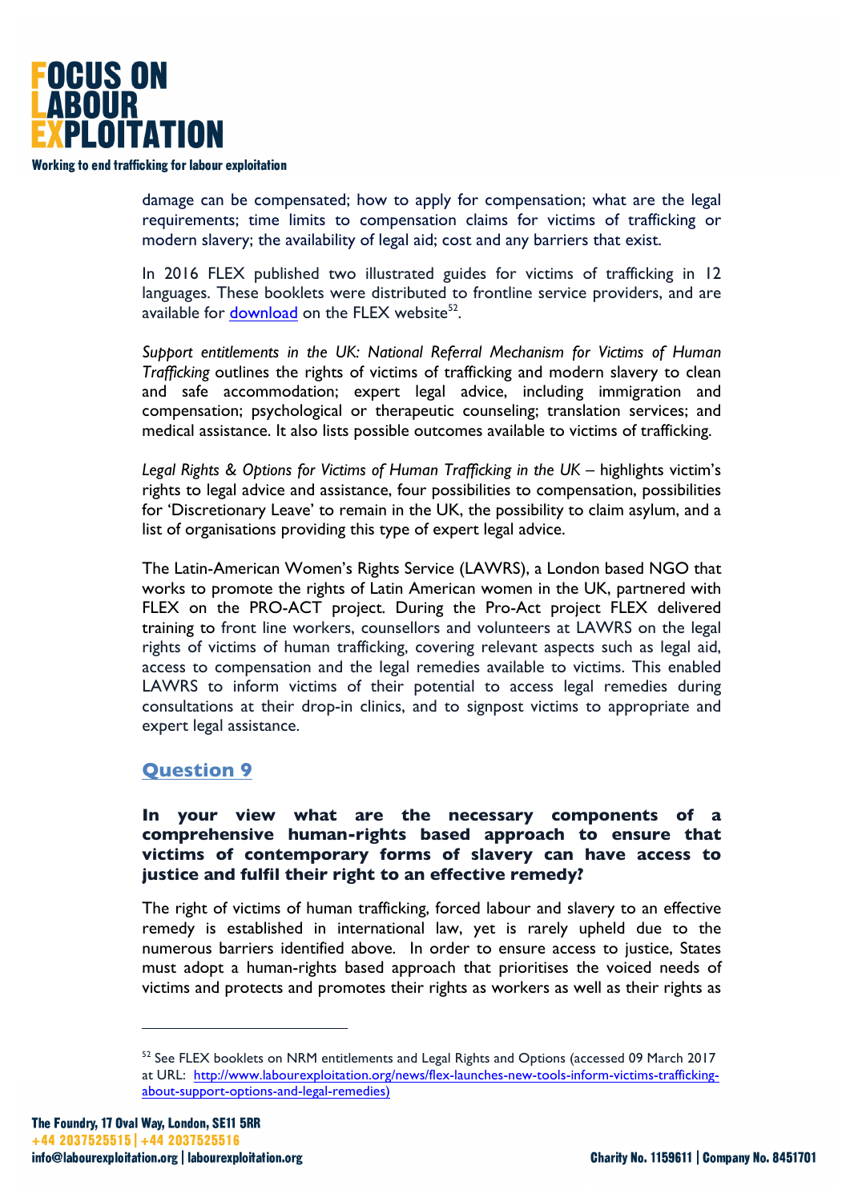damage can be compensated; how to apply for compensation; what are the legal requirements; time limits to compensation claims for victims of trafficking or modern slavery; the availability of legal aid; cost and any barriers that exist.

In 2016 FLEX published two illustrated guides for victims of trafficking in 12 languages. These booklets were distributed to frontline service providers, and are available for download on the FLEX website[52].

*Support entitlements in the UK: National Referral Mechanism for Victims of Human Trafficking* outlines the rights of victims of trafficking and modern slavery to clean and safe accommodation; expert legal advice, including immigration and compensation; psychological or therapeutic counseling; translation services; and medical assistance. It also lists possible outcomes available to victims of trafficking.

*Legal Rights & Options for Victims of Human Trafficking in the UK* – highlights victim's rights to legal advice and assistance, four possibilities to compensation, possibilities for 'Discretionary Leave' to remain in the UK, the possibility to claim asylum, and a list of organisations providing this type of expert legal advice.

The Latin-American Women's Rights Service (LAWRS), a London based NGO that works to promote the rights of Latin American women in the UK, partnered with FLEX on the PRO-ACT project. During the Pro-Act project FLEX delivered training to front line workers, counsellors and volunteers at LAWRS on the legal rights of victims of human trafficking, covering relevant aspects such as legal aid, access to compensation and the legal remedies available to victims. This enabled LAWRS to inform victims of their potential to access legal remedies during consultations at their drop-in clinics, and to signpost victims to appropriate and expert legal assistance.

## Question 9

**In your view what are the necessary components of a comprehensive human-rights based approach to ensure that victims of contemporary forms of slavery can have access to justice and fulfil their right to an effective remedy?**

The right of victims of human trafficking, forced labour and slavery to an effective remedy is established in international law, yet is rarely upheld due to the numerous barriers identified above. In order to ensure access to justice, States must adopt a human-rights based approach that prioritises the voiced needs of victims and protects and promotes their rights as workers as well their rights as

---

[52] See FLEX booklets on NRM entitlements and Legal Rights and Options (accessed 09 March 2017 at URL: http://www.labourexploitation.org/news/flex-launches-new-tools-inform-victims-trafficking-about-support-options-and-legal-remedies)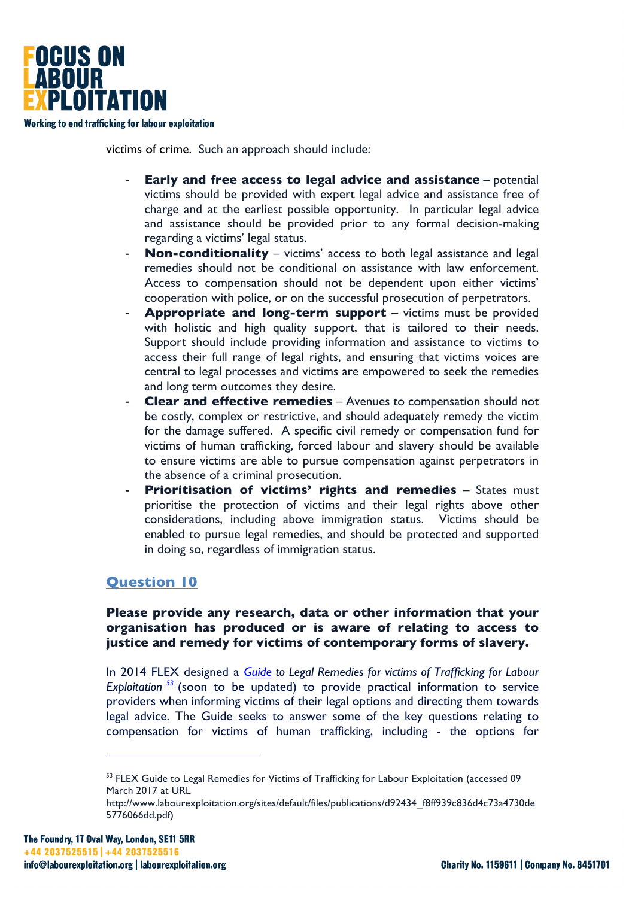victims of crime. Such an approach should include:

- **Early and free access to legal advice and assistance** – potential victims should be provided with expert legal advice and assistance free of charge and at the earliest possible opportunity. In particular legal advice and assistance should be provided prior to any formal decision-making regarding a victims' legal status.
- **Non-conditionality** – victims' access to both legal assistance and legal remedies should not be conditional on assistance with law enforcement. Access to compensation should not be dependent upon either victims' cooperation with police, or on the successful prosecution of perpetrators.
- **Appropriate and long-term support** – victims must be provided with holistic and high quality support, that is tailored to their needs. Support should include providing information and assistance to victims to access their full range of legal rights, and ensuring that victims voices are central to legal processes and victims are empowered to seek the remedies and long term outcomes they desire.
- **Clear and effective remedies** – Avenues to compensation should not be costly, complex or restrictive, and should adequately remedy the victim for the damage suffered. A specific civil remedy or compensation fund for victims of human trafficking, forced labour and slavery should be available to ensure victims are able to pursue compensation against perpetrators in the absence of a criminal prosecution.
- **Prioritisation of victims' rights and remedies** – States must prioritise the protection of victims and their legal rights above other considerations, including above immigration status. Victims should be enabled to pursue legal remedies, and should be protected and supported in doing so, regardless of immigration status.

## Question 10

**Please provide any research, data or other information that your organisation has produced or is aware of relating to access to justice and remedy for victims of contemporary forms of slavery.**

In 2014 FLEX designed a *Guide to Legal Remedies for victims of Trafficking for Labour Exploitation* [53] (soon to be updated) to provide practical information to service providers when informing victims of their legal options and directing them towards legal advice. The Guide seeks to answer some of the key questions relating to compensation for victims of human trafficking, including - the options for

[53] FLEX Guide to Legal Remedies for Victims of Trafficking for Labour Exploitation (accessed 09 March 2017 at URL http://www.labourexploitation.org/sites/default/files/publications/d92434_f8ff939c836d4c73a4730de5776066dd.pdf)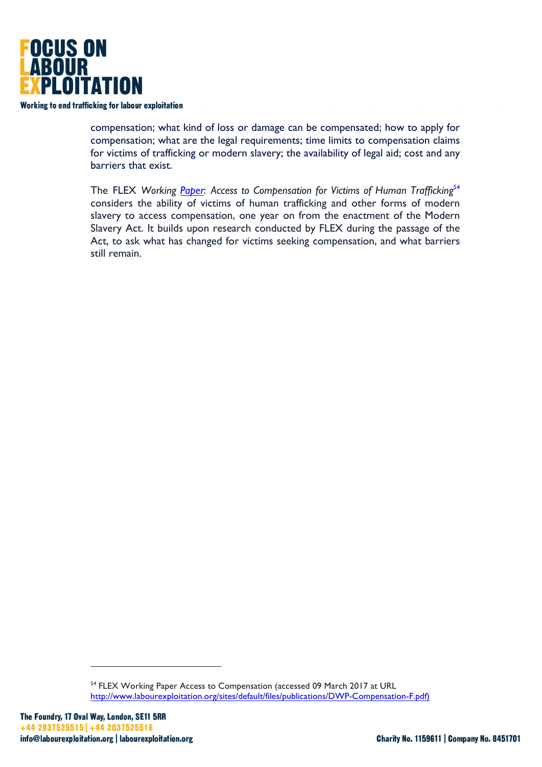compensation; what kind of loss or damage can be compensated; how to apply for compensation; what are the legal requirements; time limits to compensation claims for victims of trafficking or modern slavery; the availability of legal aid; cost and any barriers that exist.

The FLEX *Working [Paper](http://www.labourexploitation.org/sites/default/files/publications/DWP-Compensation-F.pdf): Access to Compensation for Victims of Human Trafficking*[54] considers the ability of victims of human trafficking and other forms of modern slavery to access compensation, one year on from the enactment of the Modern Slavery Act. It builds upon research conducted by FLEX during the passage of the Act, to ask what has changed for victims seeking compensation, and what barriers still remain.

---

[54] FLEX Working Paper Access to Compensation (accessed 09 March 2017 at URL http://www.labourexploitation.org/sites/default/files/publications/DWP-Compensation-F.pdf)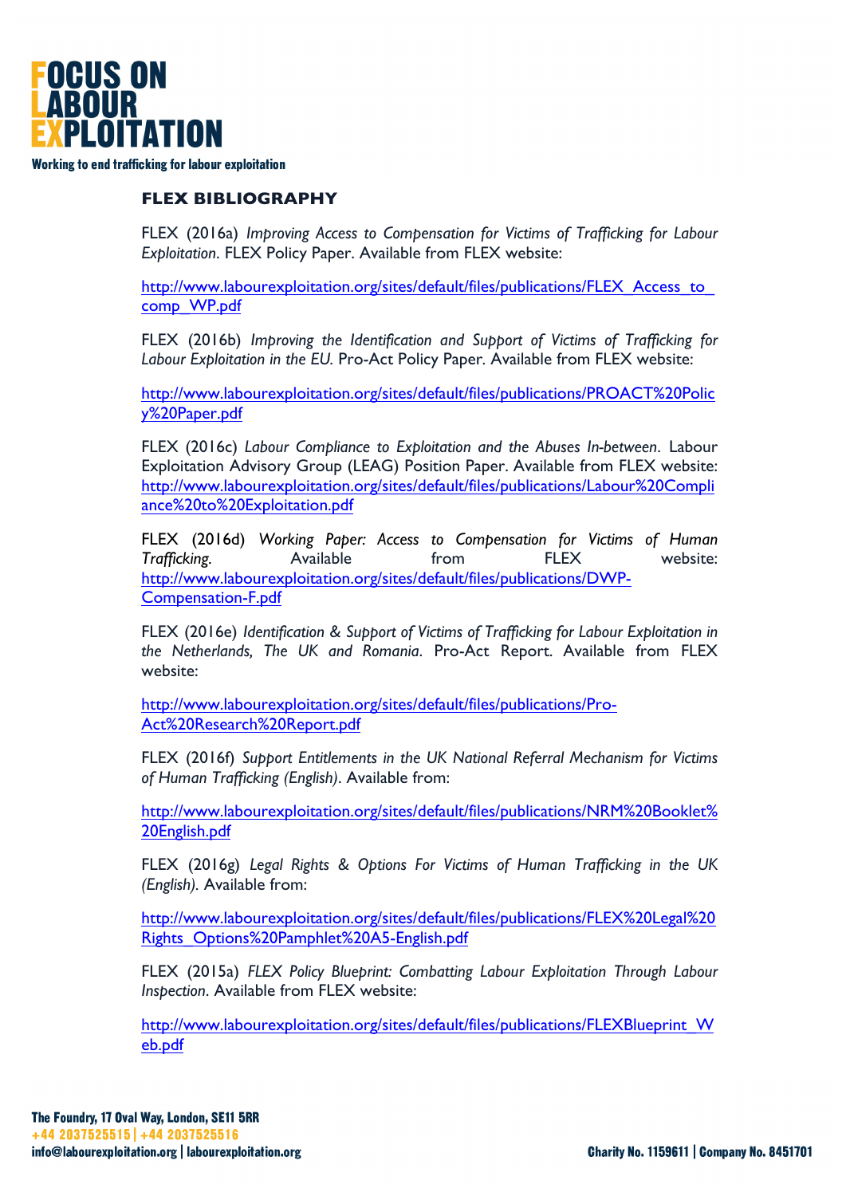## FLEX BIBLIOGRAPHY

FLEX (2016a) *Improving Access to Compensation for Victims of Trafficking for Labour Exploitation*. FLEX Policy Paper. Available from FLEX website:

http://www.labourexploitation.org/sites/default/files/publications/FLEX_Access_to_comp_WP.pdf

FLEX (2016b) *Improving the Identification and Support of Victims of Trafficking for Labour Exploitation in the EU*. Pro-Act Policy Paper. Available from FLEX website:

http://www.labourexploitation.org/sites/default/files/publications/PROACT%20Policy%20Paper.pdf

FLEX (2016c) *Labour Compliance to Exploitation and the Abuses In-between*. Labour Exploitation Advisory Group (LEAG) Position Paper. Available from FLEX website: http://www.labourexploitation.org/sites/default/files/publications/Labour%20Compliance%20to%20Exploitation.pdf

FLEX (2016d) *Working Paper: Access to Compensation for Victims of Human Trafficking*. Available from FLEX website: http://www.labourexploitation.org/sites/default/files/publications/DWP-Compensation-F.pdf

FLEX (2016e) *Identification & Support of Victims of Trafficking for Labour Exploitation in the Netherlands, The UK and Romania*. Pro-Act Report. Available from FLEX website:

http://www.labourexploitation.org/sites/default/files/publications/Pro-Act%20Research%20Report.pdf

FLEX (2016f) *Support Entitlements in the UK National Referral Mechanism for Victims of Human Trafficking (English)*. Available from:

http://www.labourexploitation.org/sites/default/files/publications/NRM%20Booklet%20English.pdf

FLEX (2016g) *Legal Rights & Options For Victims of Human Trafficking in the UK (English)*. Available from:

http://www.labourexploitation.org/sites/default/files/publications/FLEX%20Legal%20Rights_Options%20Pamphlet%20A5-English.pdf

FLEX (2015a) *FLEX Policy Blueprint: Combatting Labour Exploitation Through Labour Inspection*. Available from FLEX website:

http://www.labourexploitation.org/sites/default/files/publications/FLEXBlueprint_Web.pdf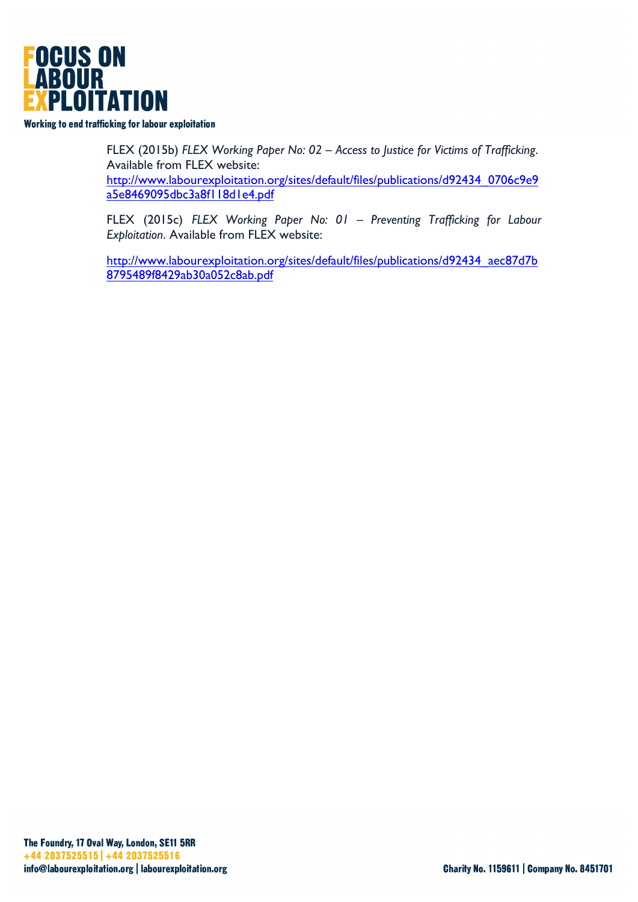FLEX (2015b) *FLEX Working Paper No: 02 – Access to Justice for Victims of Trafficking*. Available from FLEX website: http://www.labourexploitation.org/sites/default/files/publications/d92434_0706c9e9a5e8469095dbc3a8f118d1e4.pdf

FLEX (2015c) *FLEX Working Paper No: 01 – Preventing Trafficking for Labour Exploitation*. Available from FLEX website:

http://www.labourexploitation.org/sites/default/files/publications/d92434_aec87d7b8795489f8429ab30a052c8ab.pdf